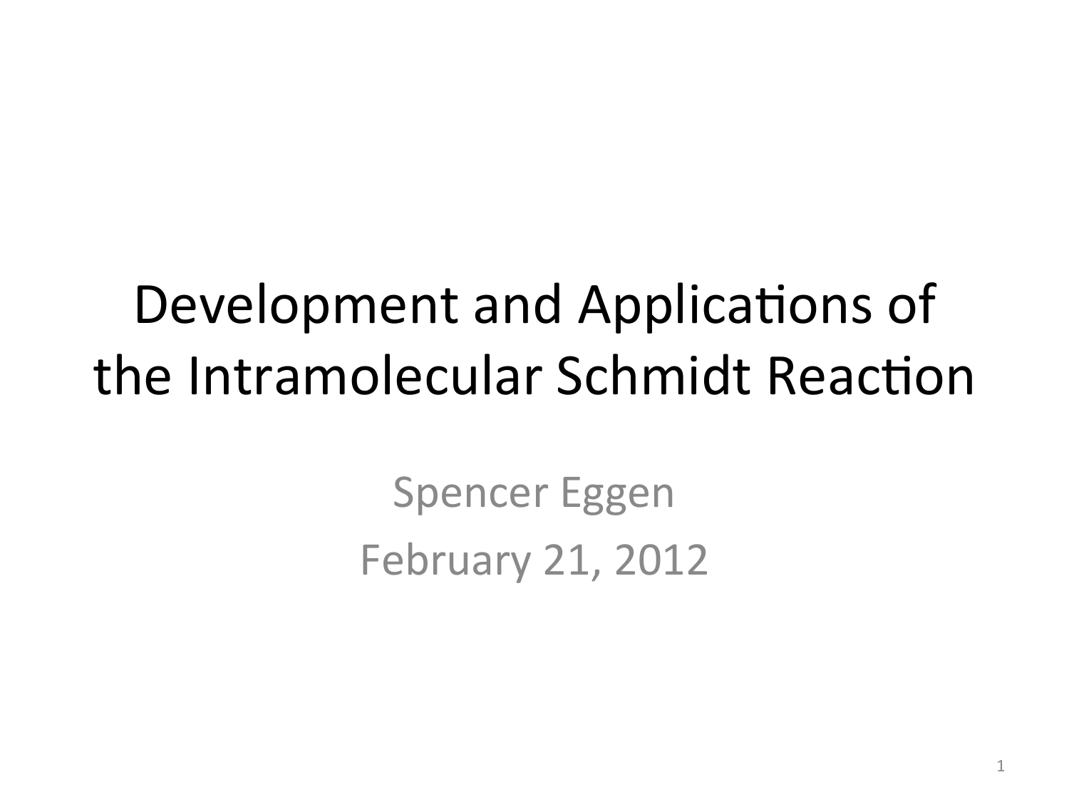# Development and Applications of the Intramolecular Schmidt Reaction

Spencer Eggen

February 21, 2012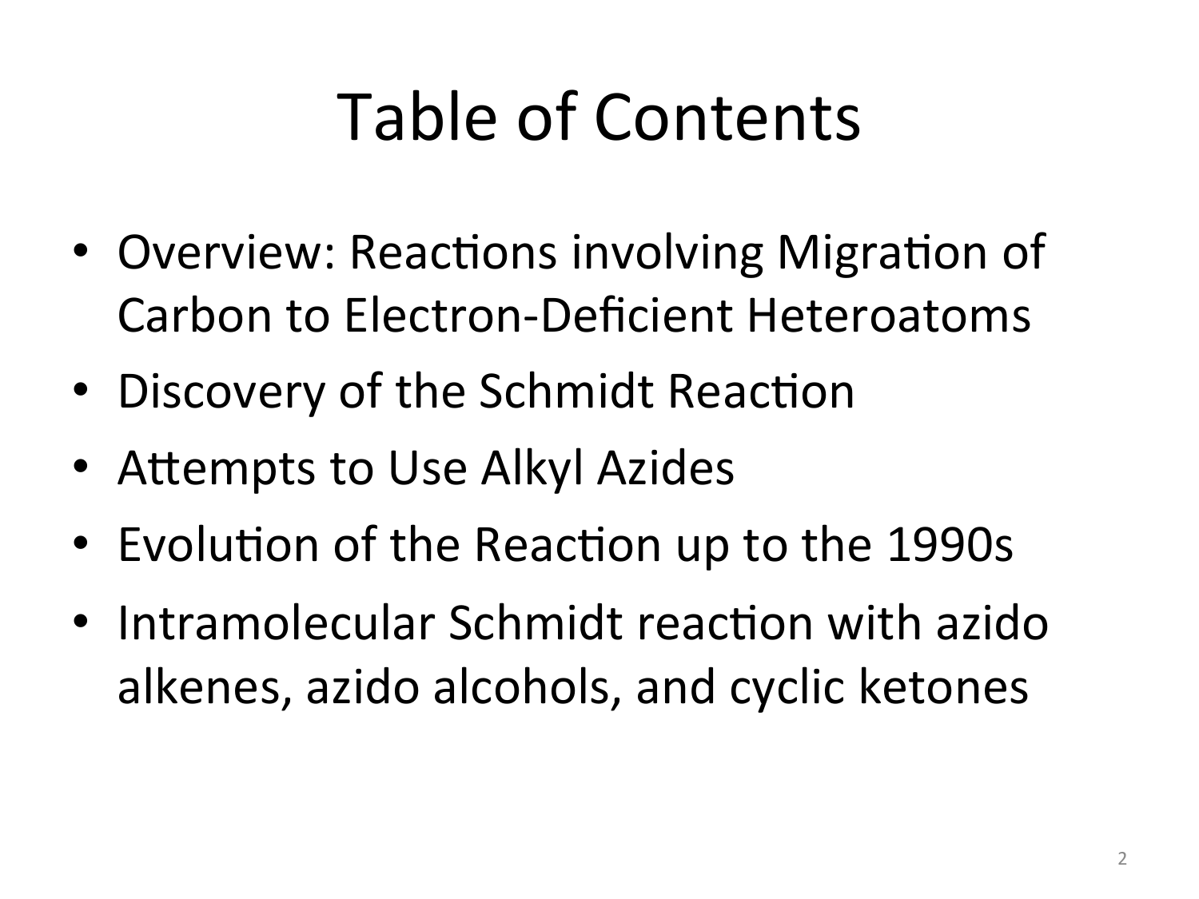# Table of Contents

- Overview: Reactions involving Migration of Carbon to Electron-Deficient Heteroatoms
- Discovery of the Schmidt Reaction
- Attempts to Use Alkyl Azides
- Evolution of the Reaction up to the 1990s
- Intramolecular Schmidt reaction with azido alkenes, azido alcohols, and cyclic ketones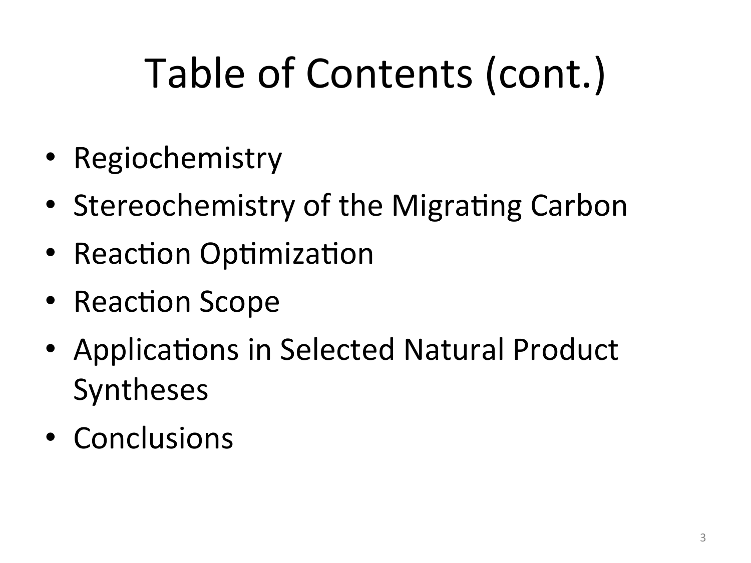# Table of Contents (cont.)

- Regiochemistry
- Stereochemistry of the Migrating Carbon
- Reaction Optimization
- Reaction Scope
- Applications in Selected Natural Product Syntheses
- Conclusions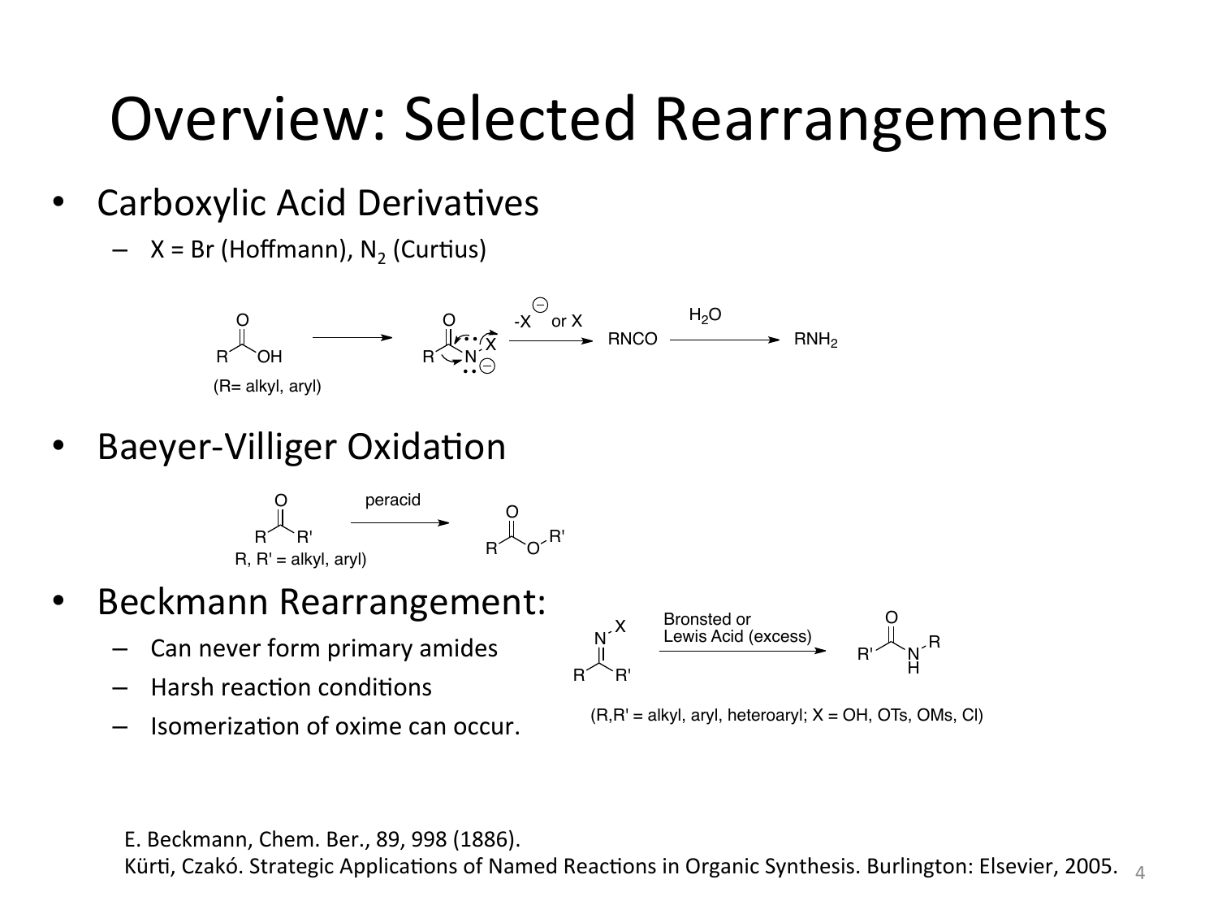# Overview: Selected Rearrangements

- Carboxylic Acid Derivatives
  - X = Br (Hoffmann), $N_2$ (Curtius)

(R= alkyl, aryl)

$-X^{\ominus}$ or X

RNCO

$H_2O$

$RNH_2$

- Baeyer-Villiger Oxidation

peracid

R, R' = alkyl, aryl)

- Beckmann Rearrangement:
  - Can never form primary amides
  - Harsh reaction conditions
  - Isomerization of oxime can occur.

Bronsted or Lewis Acid (excess)

(R,R' = alkyl, aryl, heteroaryl; X = OH, OTs, OMs, Cl)

E. Beckmann, Chem. Ber., 89, 998 (1886).
Kürti, Czakó. Strategic Applications of Named Reactions in Organic Synthesis. Burlington: Elsevier, 2005.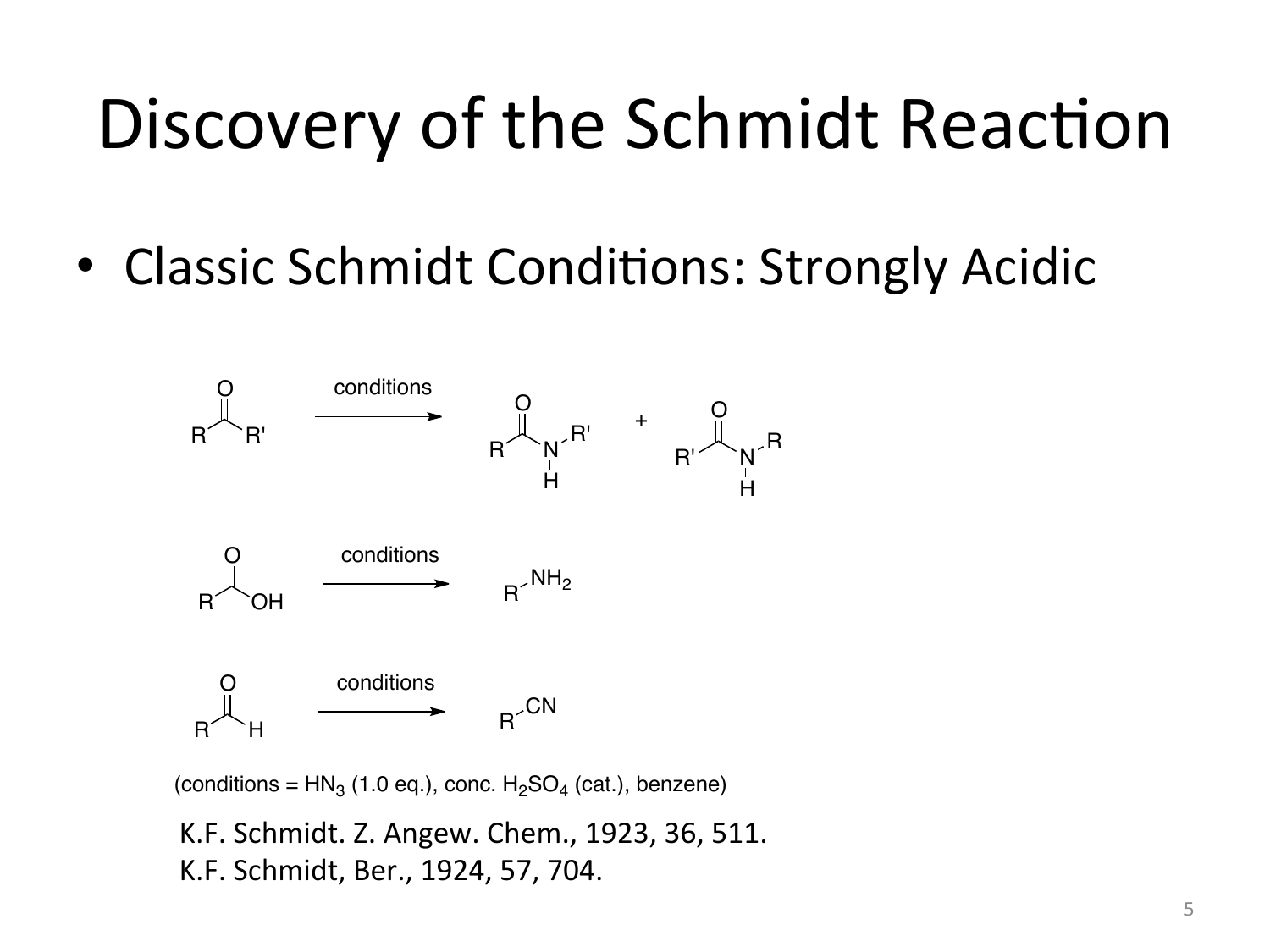# Discovery of the Schmidt Reaction

- Classic Schmidt Conditions: Strongly Acidic

(conditions = $HN_3$ (1.0 eq.), conc. $H_2SO_4$ (cat.), benzene)

K.F. Schmidt. Z. Angew. Chem., 1923, 36, 511.
K.F. Schmidt, Ber., 1924, 57, 704.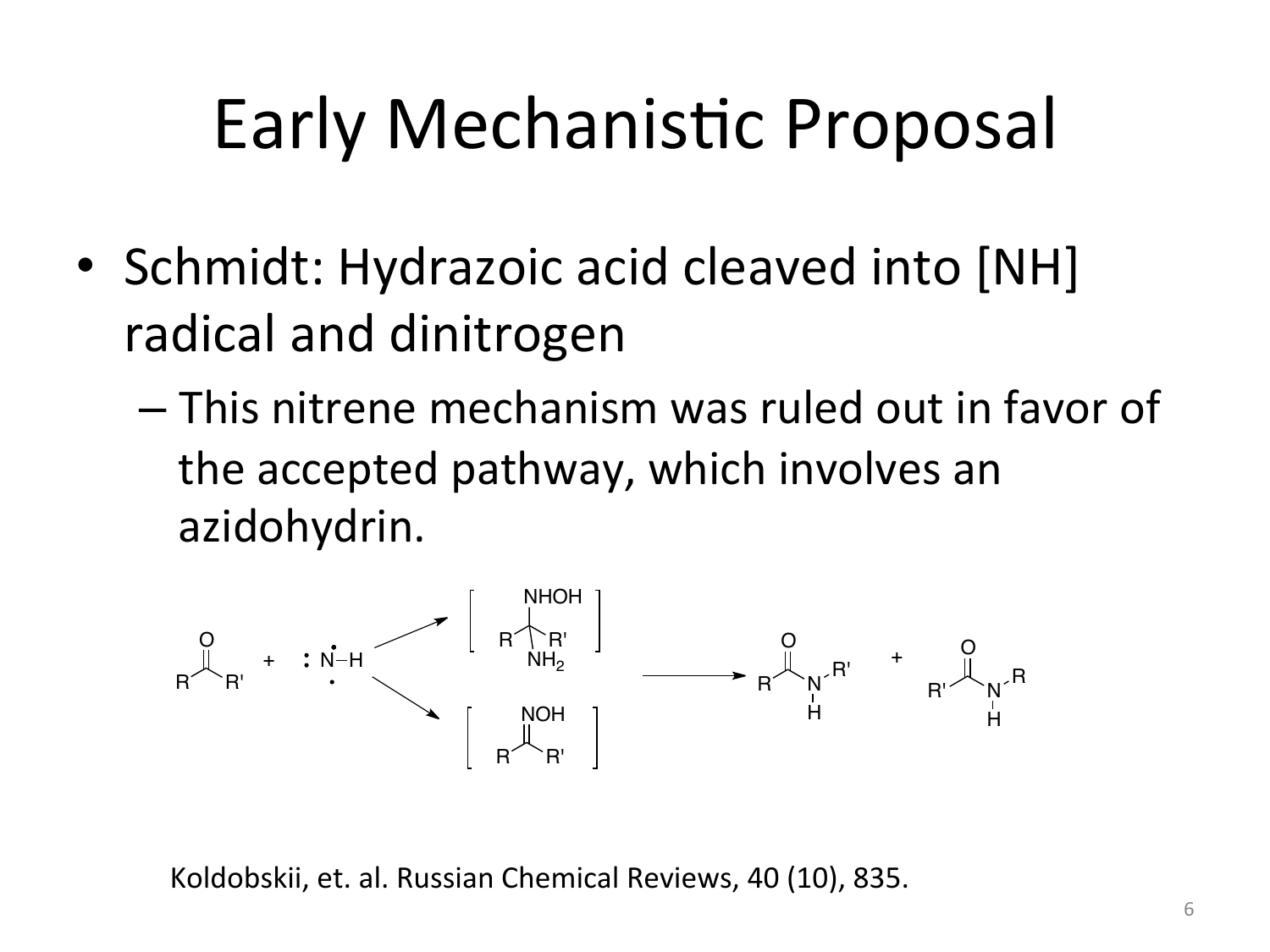# Early Mechanistic Proposal

- Schmidt: Hydrazoic acid cleaved into [NH] radical and dinitrogen
  - This nitrene mechanism was ruled out in favor of the accepted pathway, which involves an azidohydrin.

Koldobskii, et. al. Russian Chemical Reviews, 40 (10), 835.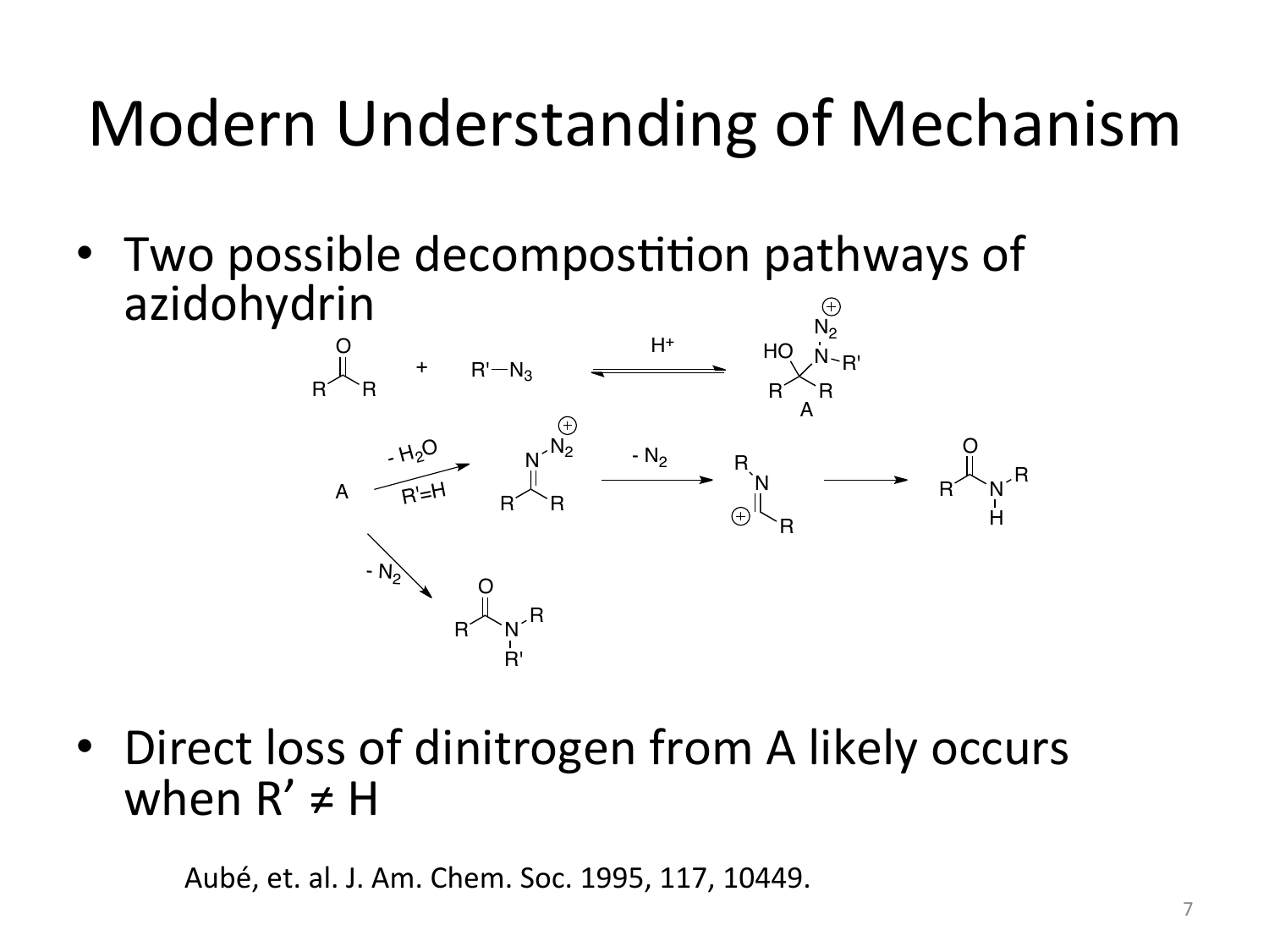# Modern Understanding of Mechanism

- Two possible decompostition pathways of azidohydrin

- Direct loss of dinitrogen from A likely occurs when R' ≠ H

Aubé, et. al. J. Am. Chem. Soc. 1995, 117, 10449.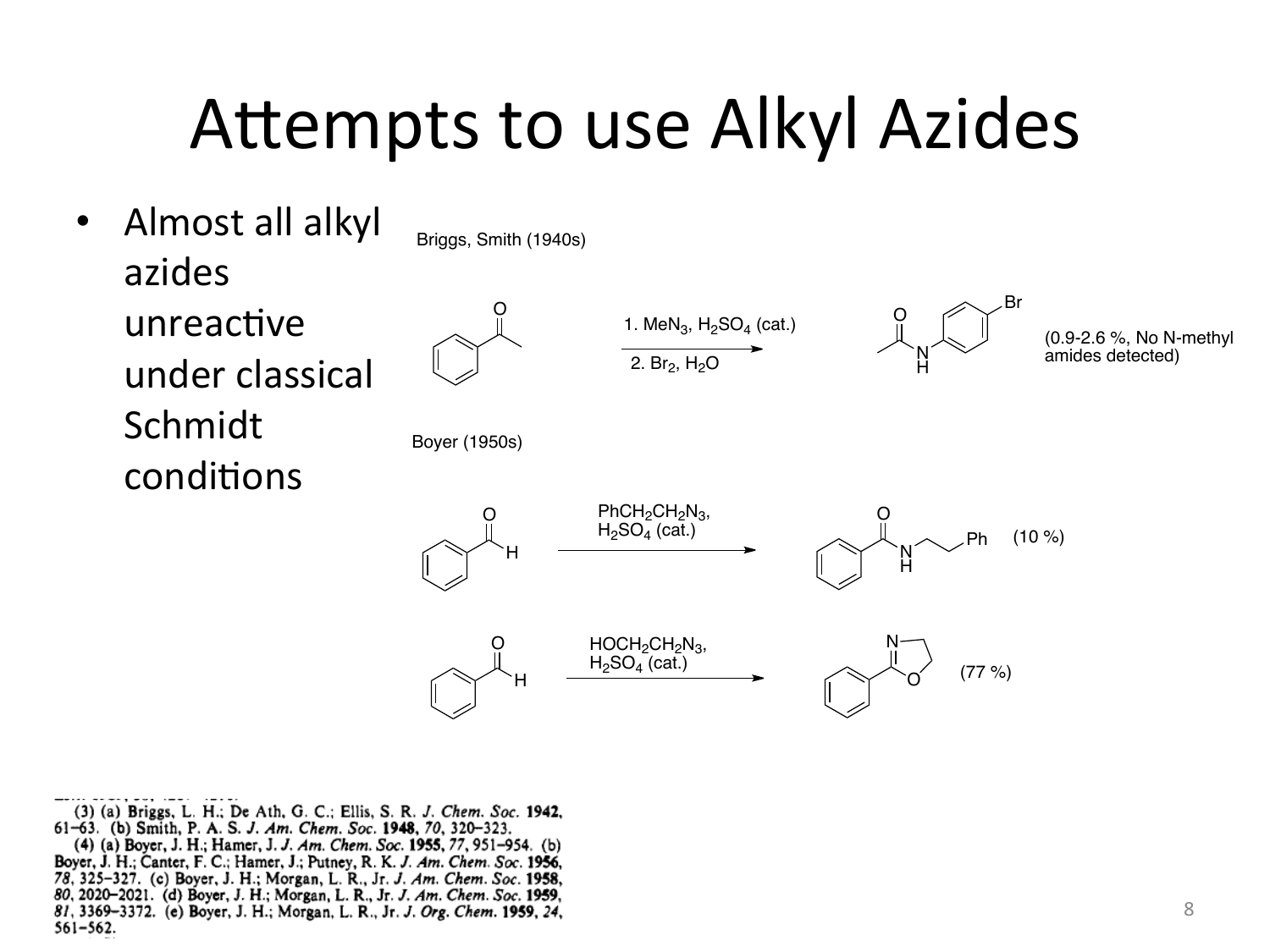# Attempts to use Alkyl Azides

- Almost all alkyl azides unreactive under classical Schmidt conditions

Briggs, Smith (1940s)

1. $MeN_3$, $H_2SO_4$ (cat.)
2. $Br_2$, $H_2O$

(0.9-2.6 %, No N-methyl amides detected)

Boyer (1950s)

$PhCH_2CH_2N_3$, $H_2SO_4$ (cat.)

(10 %)

$HOCH_2CH_2N_3$, $H_2SO_4$ (cat.)

(77 %)

(3) (a) Briggs, L. H.; De Ath, G. C.; Ellis, S. R. *J. Chem. Soc.* **1942**, 61–63. (b) Smith, P. A. S. *J. Am. Chem. Soc.* **1948**, *70*, 320–323.
(4) (a) Boyer, J. H.; Hamer, J. *J. Am. Chem. Soc.* **1955**, *77*, 951–954. (b) Boyer, J. H.; Canter, F. C.; Hamer, J.; Putney, R. K. *J. Am. Chem. Soc.* **1956**, *78*, 325–327. (c) Boyer, J. H.; Morgan, L. R., Jr. *J. Am. Chem. Soc.* **1958**, *80*, 2020–2021. (d) Boyer, J. H.; Morgan, L. R., Jr. *J. Am. Chem. Soc.* **1959**, *81*, 3369–3372. (e) Boyer, J. H.; Morgan, L. R., Jr. *J. Org. Chem.* **1959**, *24*, 561–562.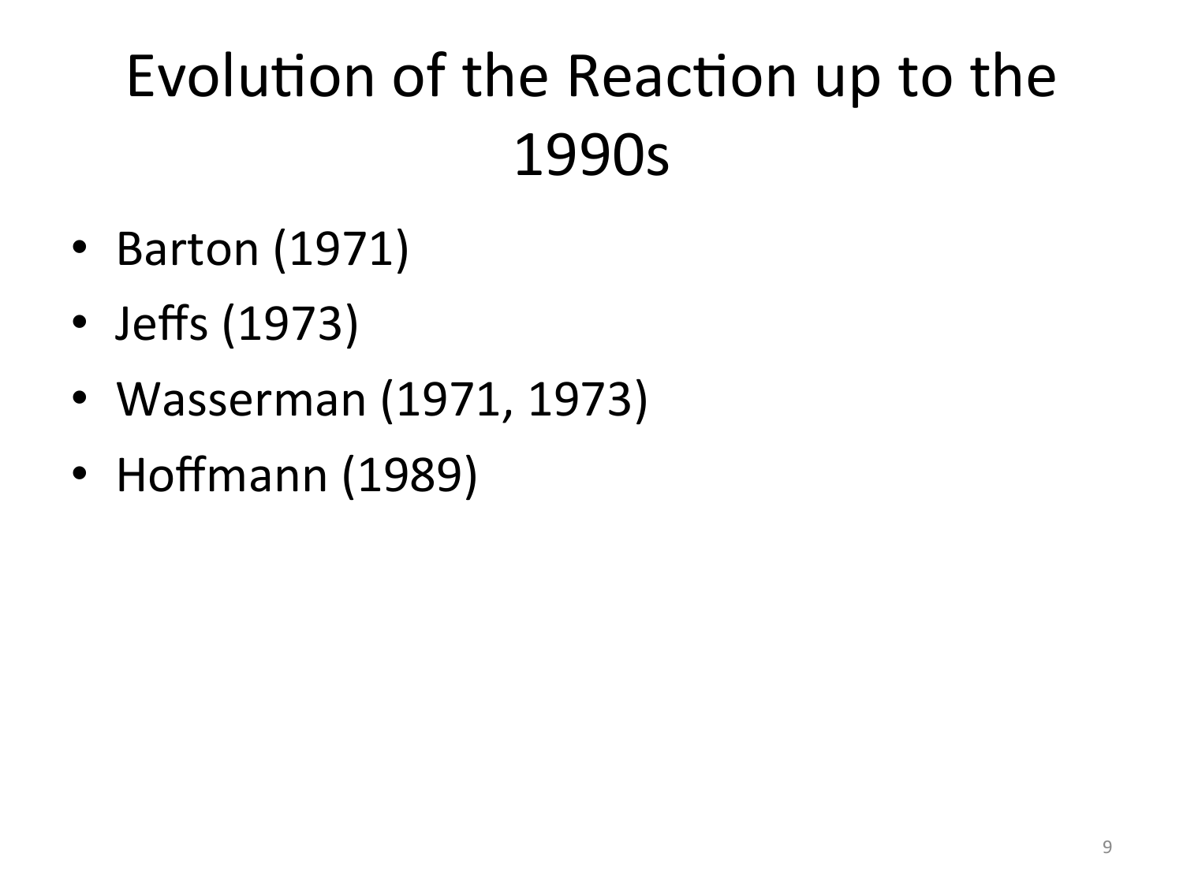# Evolution of the Reaction up to the 1990s

- Barton (1971)
- Jeffs (1973)
- Wasserman (1971, 1973)
- Hoffmann (1989)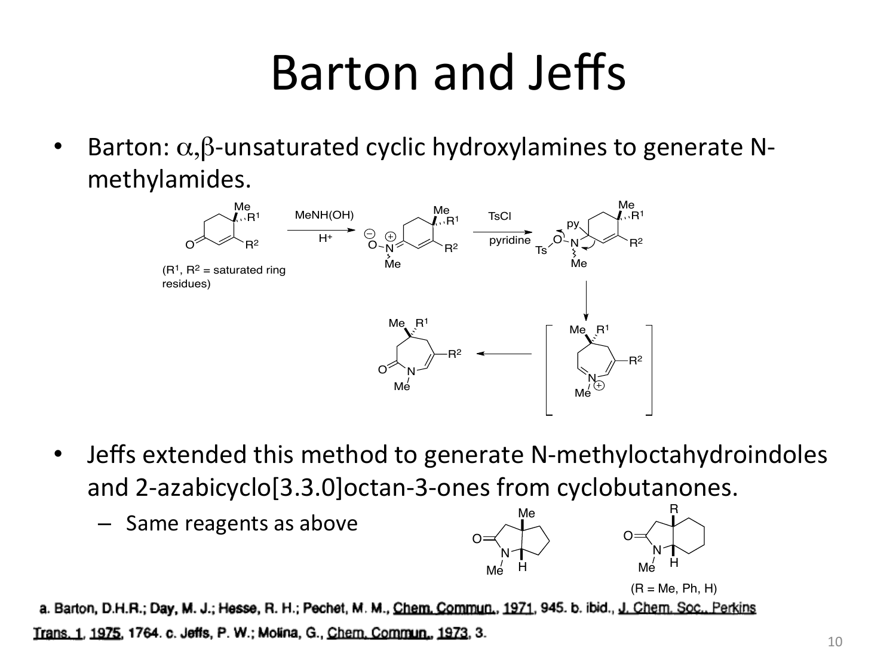# Barton and Jeffs

- Barton: $\alpha,\beta$-unsaturated cyclic hydroxylamines to generate N-methylamides.

- Jeffs extended this method to generate N-methyloctahydroindoles and 2-azabicyclo[3.3.0]octan-3-ones from cyclobutanones.
  - Same reagents as above

a. Barton, D.H.R.; Day, M. J.; Hesse, R. H.; Pechet, M. M., Chem. Commun., 1971, 945. b. ibid., J. Chem. Soc., Perkins Trans. 1, 1975, 1764. c. Jeffs, P. W.; Molina, G., Chem. Commun., 1973, 3.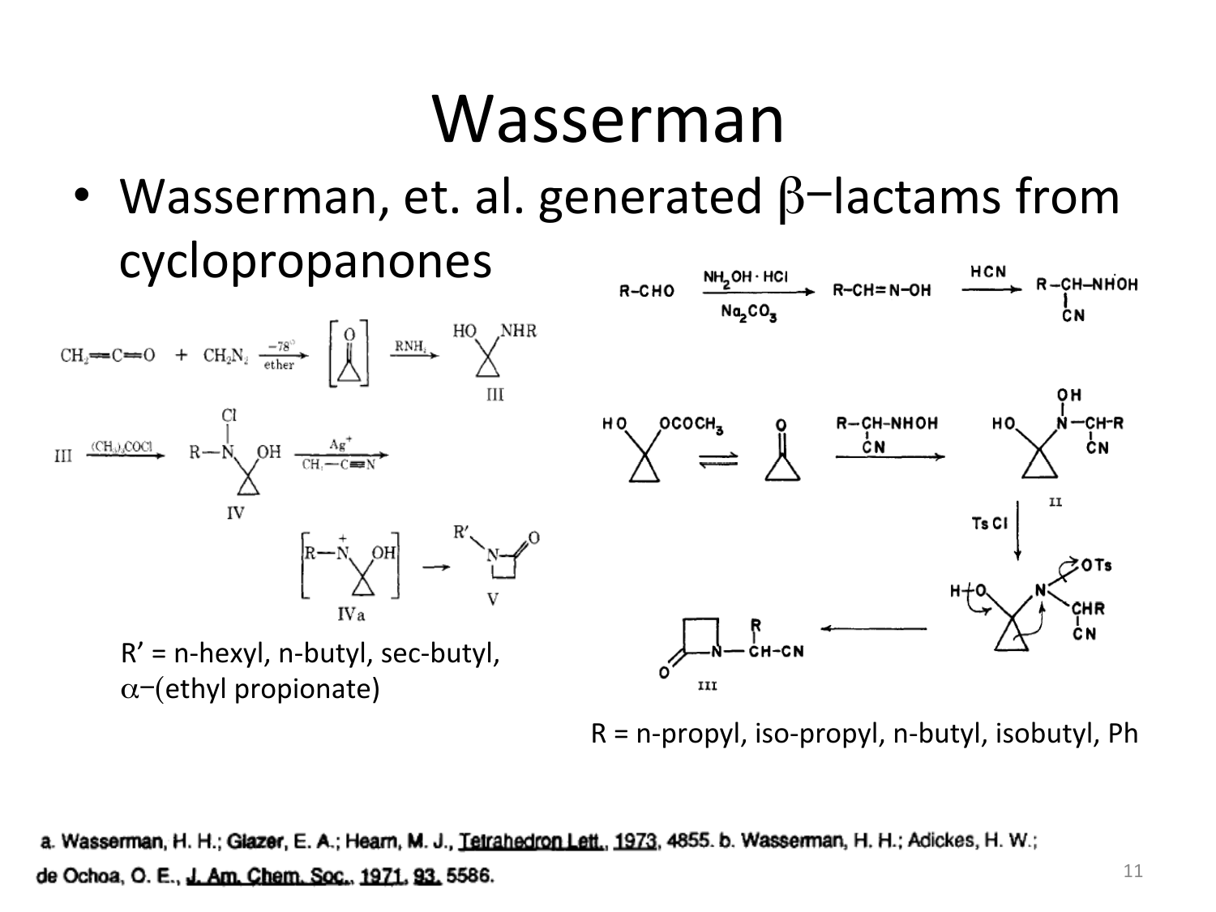# Wasserman

- Wasserman, et. al. generated β−lactams from cyclopropanones

$CH_2{=}C{=}O + CH_2N_2 \xrightarrow[\text{ether}]{-78°}$ [cyclopropanone] $\xrightarrow{RNH_2}$ III

III $\xrightarrow{(CH_3)_3COCl}$ IV $\xrightarrow[CH_3-C\equiv N]{Ag^+}$ [IVa] → V

R' = n-hexyl, n-butyl, sec-butyl, α−(ethyl propionate)

$R{-}CHO \xrightarrow[Na_2CO_3]{NH_2OH \cdot HCl} R{-}CH{=}N{-}OH \xrightarrow{HCN} R{-}CH(CN){-}NHOH$

R = n-propyl, iso-propyl, n-butyl, isobutyl, Ph

a. Wasserman, H. H.; Glazer, E. A.; Hearn, M. J., Tetrahedron Lett., 1973, 4855. b. Wasserman, H. H.; Adickes, H. W.; de Ochoa, O. E., J. Am. Chem. Soc., 1971, 93, 5586.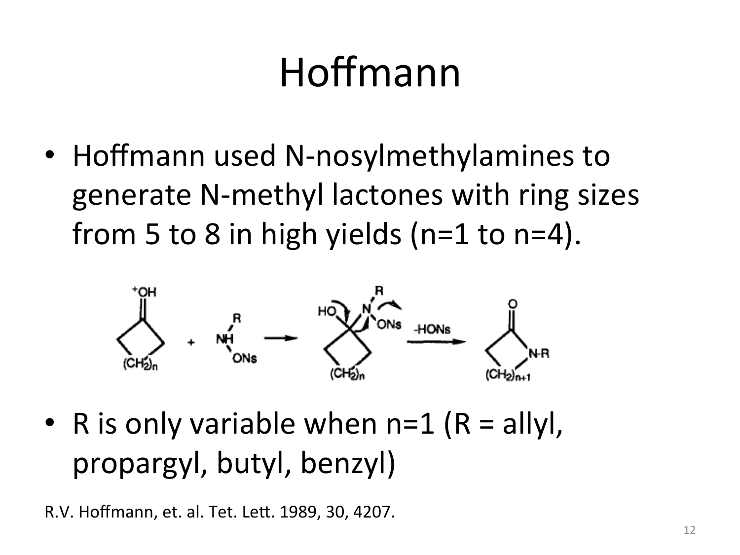# Hoffmann

- Hoffmann used N-nosylmethylamines to generate N-methyl lactones with ring sizes from 5 to 8 in high yields (n=1 to n=4).

- R is only variable when n=1 (R = allyl, propargyl, butyl, benzyl)

R.V. Hoffmann, et. al. Tet. Lett. 1989, 30, 4207.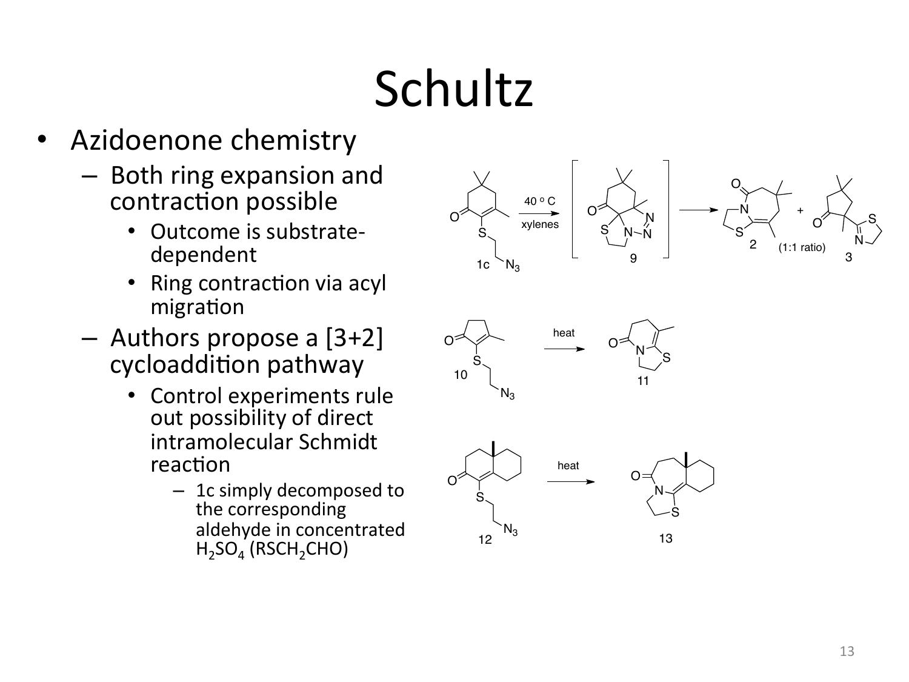# Schultz

- Azidoenone chemistry
  - Both ring expansion and contraction possible
    - Outcome is substrate-dependent
    - Ring contraction via acyl migration
  - Authors propose a [3+2] cycloaddition pathway
    - Control experiments rule out possibility of direct intramolecular Schmidt reaction
      - 1c simply decomposed to the corresponding aldehyde in concentrated $H_2SO_4$ ($RSCH_2CHO$)

1c → (40 °C, xylenes) → [9] → 2 + 3 (1:1 ratio)

10 → (heat) → 11

12 → (heat) → 13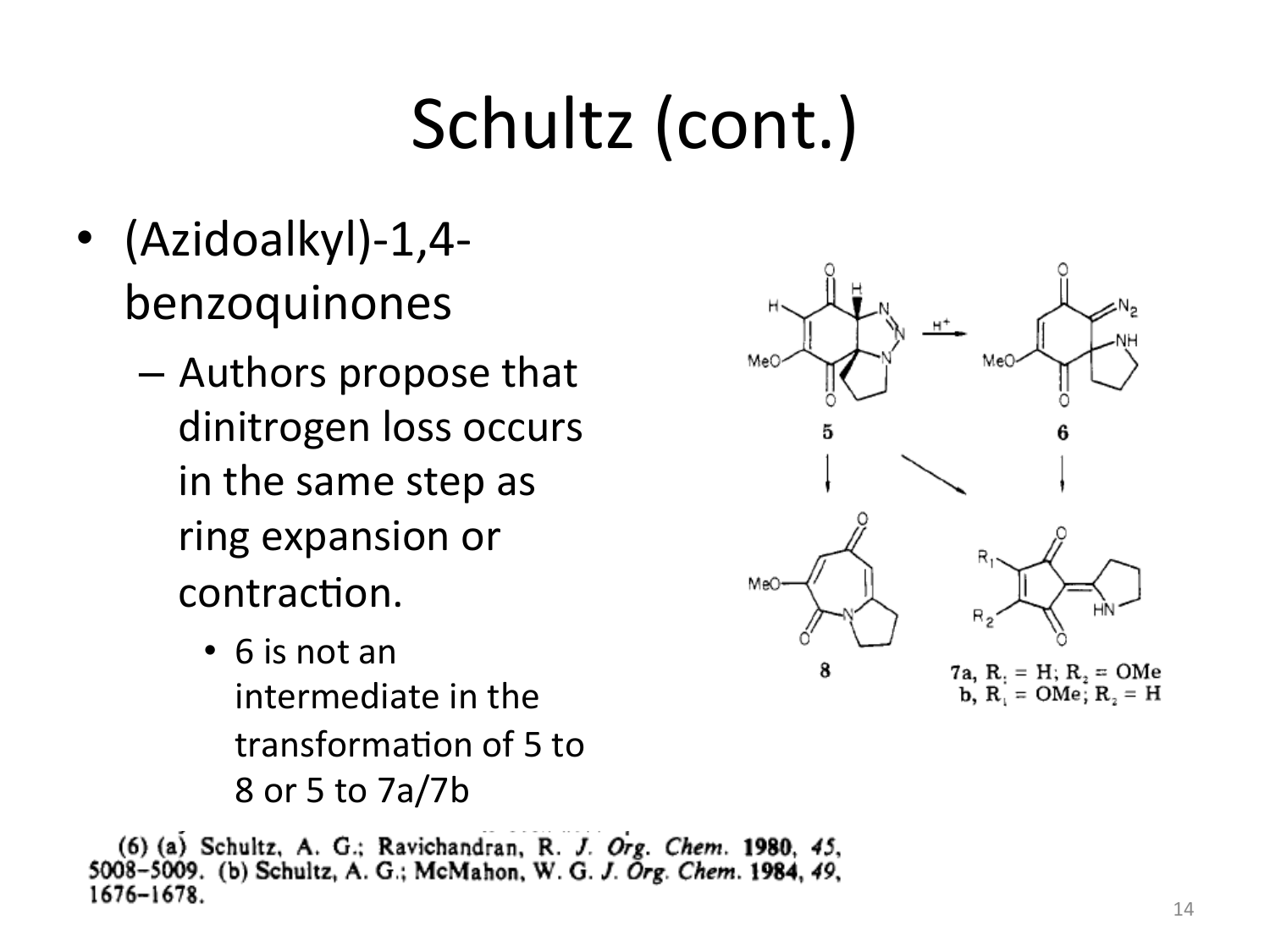# Schultz (cont.)

- (Azidoalkyl)-1,4-benzoquinones
  - Authors propose that dinitrogen loss occurs in the same step as ring expansion or contraction.
    - 6 is not an intermediate in the transformation of 5 to 8 or 5 to 7a/7b

7a, $R_1$ = H; $R_2$ = OMe
b, $R_1$ = OMe; $R_2$ = H

(6) (a) Schultz, A. G.; Ravichandran, R. *J. Org. Chem.* **1980**, *45*, 5008–5009. (b) Schultz, A. G.; McMahon, W. G. *J. Org. Chem.* **1984**, *49*, 1676–1678.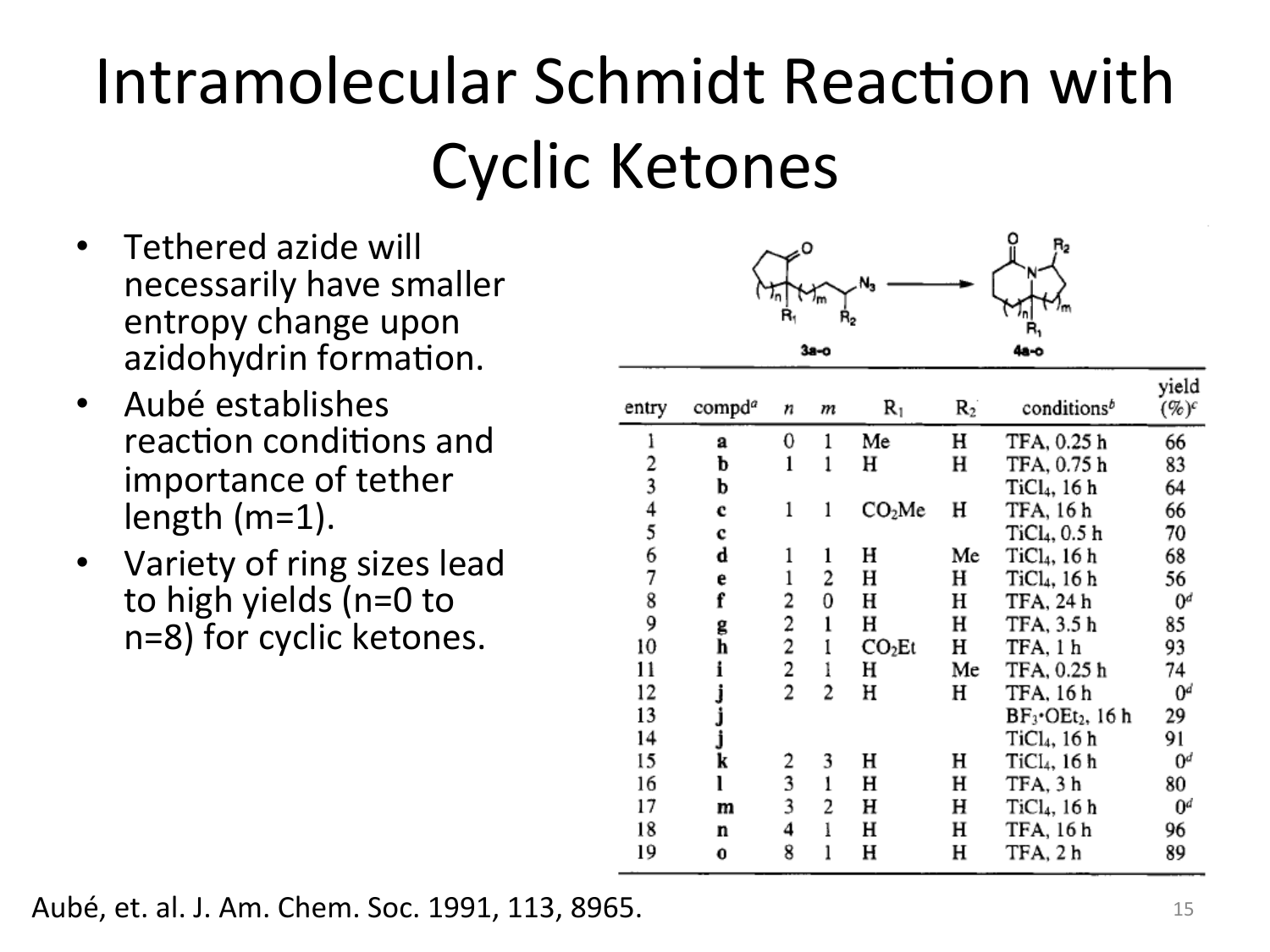# Intramolecular Schmidt Reaction with Cyclic Ketones

- Tethered azide will necessarily have smaller entropy change upon azidohydrin formation.
- Aubé establishes reaction conditions and importance of tether length (m=1).
- Variety of ring sizes lead to high yields (n=0 to n=8) for cyclic ketones.

3a-o → 4a-o

| entry | compd[a] | n | m | $R_1$ | $R_2$ | conditions[b] | yield (%)[c] |
|---|---|---|---|---|---|---|---|
| 1 | a | 0 | 1 | Me | H | TFA, 0.25 h | 66 |
| 2 | b | 1 | 1 | H | H | TFA, 0.75 h | 83 |
| 3 | b | | | | | $TiCl_4$, 16 h | 64 |
| 4 | c | 1 | 1 | $CO_2Me$ | H | TFA, 16 h | 66 |
| 5 | c | | | | | $TiCl_4$, 0.5 h | 70 |
| 6 | d | 1 | 1 | H | Me | $TiCl_4$, 16 h | 68 |
| 7 | e | 1 | 2 | H | H | $TiCl_4$, 16 h | 56 |
| 8 | f | 2 | 0 | H | H | TFA, 24 h | 0[d] |
| 9 | g | 2 | 1 | H | H | TFA, 3.5 h | 85 |
| 10 | h | 2 | 1 | $CO_2Et$ | H | TFA, 1 h | 93 |
| 11 | i | 2 | 1 | H | Me | TFA, 0.25 h | 74 |
| 12 | j | 2 | 2 | H | H | TFA, 16 h | 0[d] |
| 13 | j | | | | | $BF_3{\cdot}OEt_2$, 16 h | 29 |
| 14 | j | | | | | $TiCl_4$, 16 h | 91 |
| 15 | k | 2 | 3 | H | H | $TiCl_4$, 16 h | 0[d] |
| 16 | l | 3 | 1 | H | H | TFA, 3 h | 80 |
| 17 | m | 3 | 2 | H | H | $TiCl_4$, 16 h | 0[d] |
| 18 | n | 4 | 1 | H | H | TFA, 16 h | 96 |
| 19 | o | 8 | 1 | H | H | TFA, 2 h | 89 |

Aubé, et. al. J. Am. Chem. Soc. 1991, 113, 8965.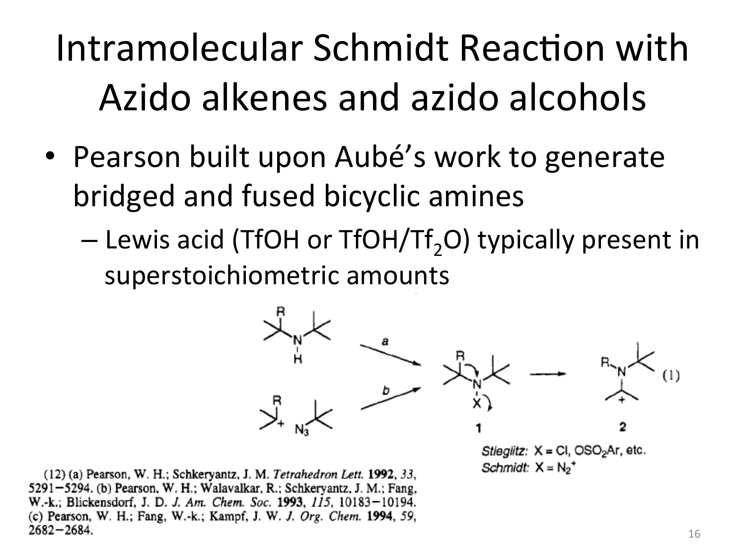# Intramolecular Schmidt Reaction with Azido alkenes and azido alcohols

- Pearson built upon Aubé's work to generate bridged and fused bicyclic amines
  - Lewis acid (TfOH or TfOH/$Tf_2O$) typically present in superstoichiometric amounts

*Stieglitz:* X = Cl, $OSO_2Ar$, etc.
*Schmidt:* X = $N_2^+$

(12) (a) Pearson, W. H.; Schkeryantz, J. M. *Tetrahedron Lett.* **1992**, *33*, 5291–5294. (b) Pearson, W. H.; Walavalkar, R.; Schkeryantz, J. M.; Fang, W.-k.; Blickensdorf, J. D. *J. Am. Chem. Soc.* **1993**, *115*, 10183–10194. (c) Pearson, W. H.; Fang, W.-k.; Kampf, J. W. *J. Org. Chem.* **1994**, *59*, 2682–2684.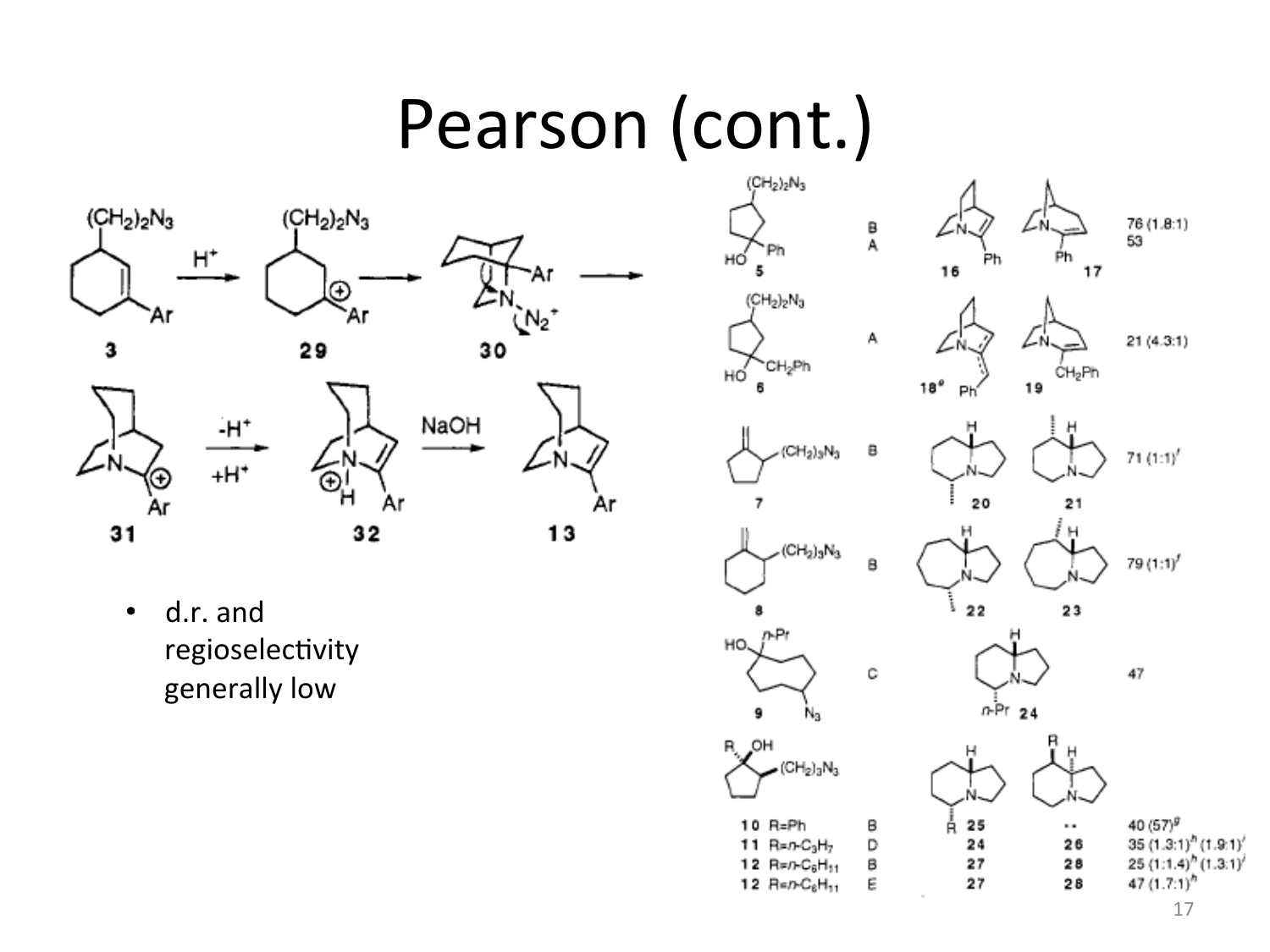# Pearson (cont.)

- d.r. and regioselectivity generally low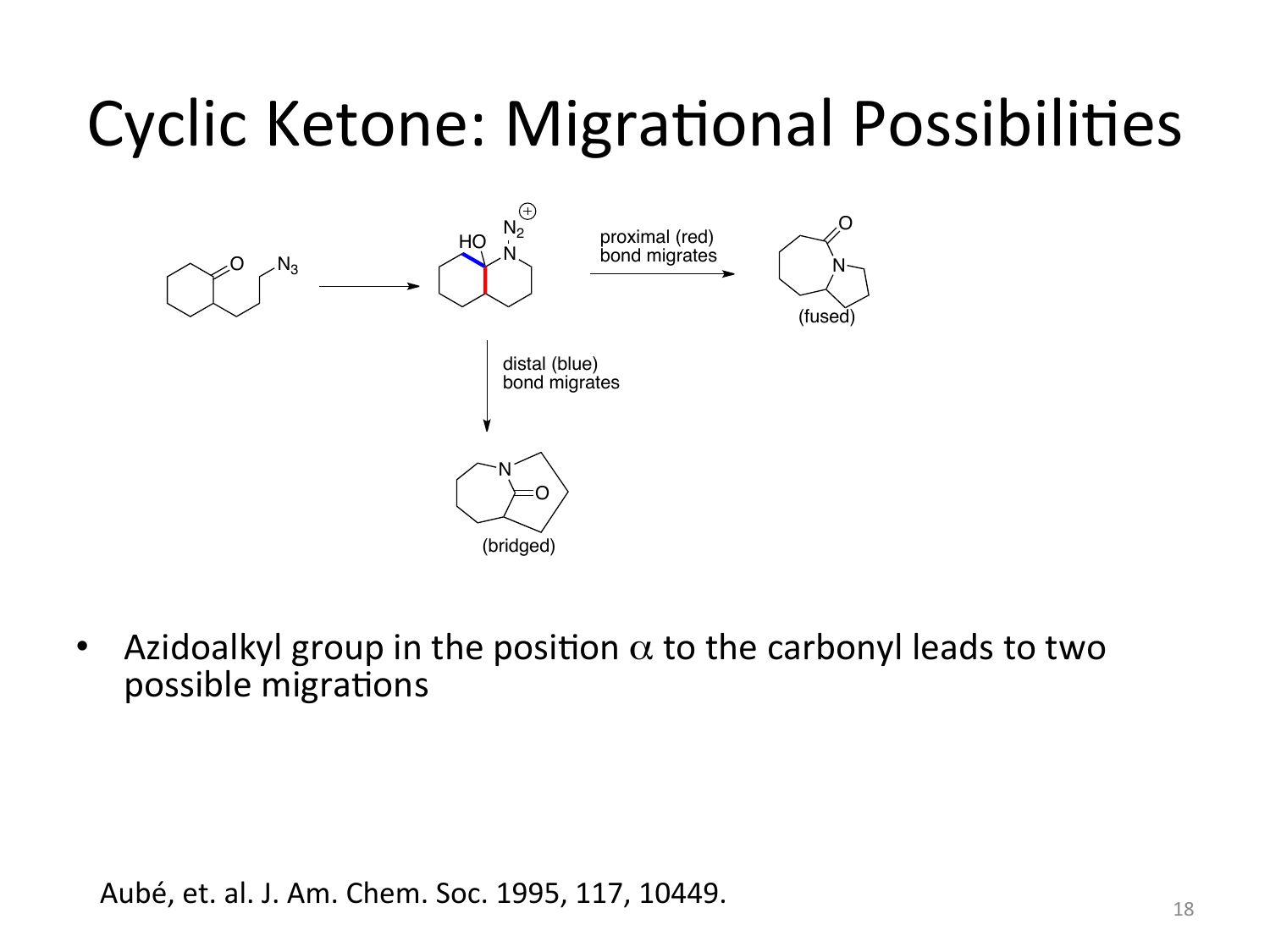# Cyclic Ketone: Migrational Possibilities

proximal (red) bond migrates

(fused)

distal (blue) bond migrates

(bridged)

- Azidoalkyl group in the position $\alpha$ to the carbonyl leads to two possible migrations

Aubé, et. al. J. Am. Chem. Soc. 1995, 117, 10449.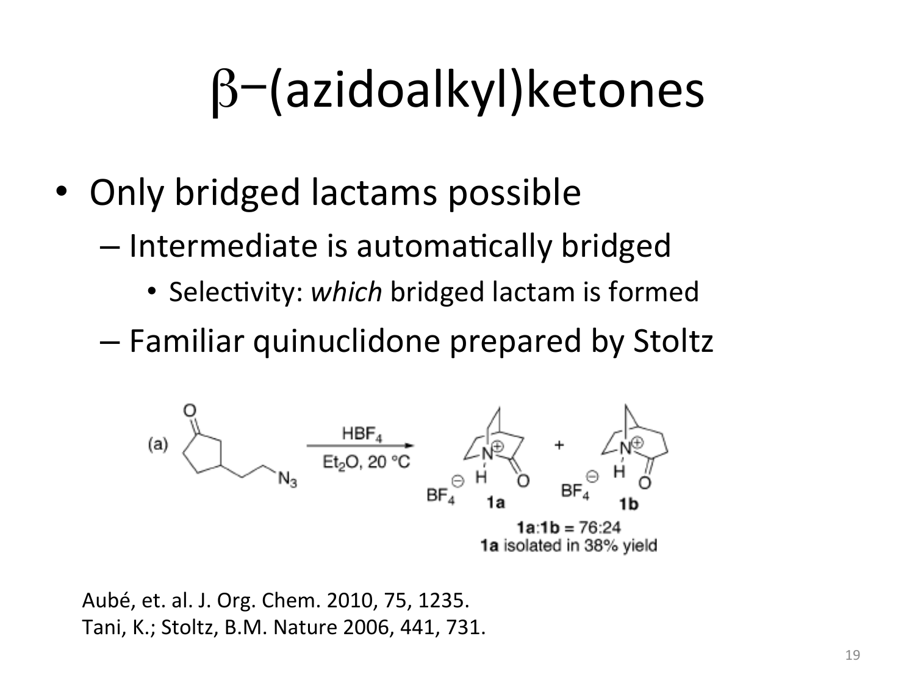# β−(azidoalkyl)ketones

- Only bridged lactams possible
  - Intermediate is automatically bridged
    - Selectivity: *which* bridged lactam is formed
  - Familiar quinuclidone prepared by Stoltz

(a) $HBF_4$, $Et_2O$, 20 °C

**1a**:**1b** = 76:24
**1a** isolated in 38% yield

Aubé, et. al. J. Org. Chem. 2010, 75, 1235.
Tani, K.; Stoltz, B.M. Nature 2006, 441, 731.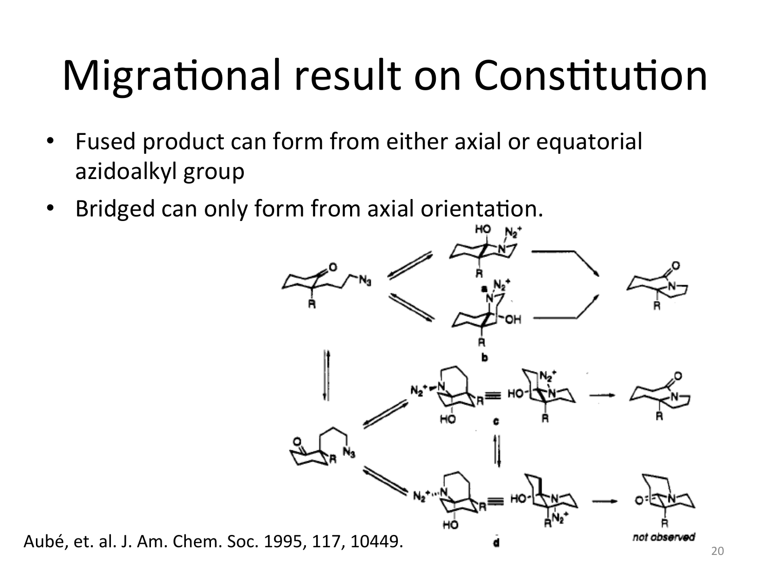# Migrational result on Constitution

- Fused product can form from either axial or equatorial azidoalkyl group
- Bridged can only form from axial orientation.

Aubé, et. al. J. Am. Chem. Soc. 1995, 117, 10449.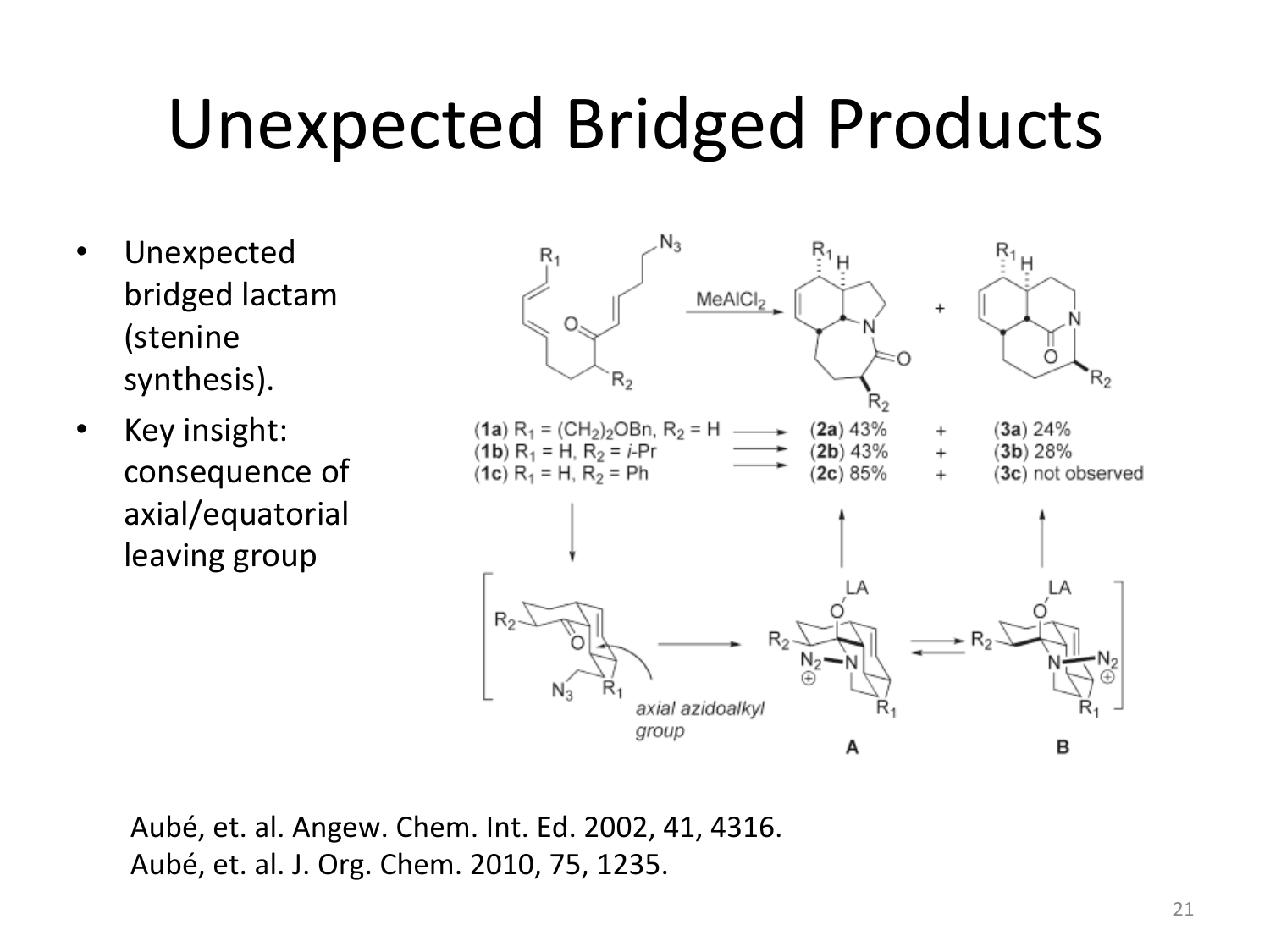# Unexpected Bridged Products

- Unexpected bridged lactam (stenine synthesis).
- Key insight: consequence of axial/equatorial leaving group

MeAlCl$_2$

(**1a**) $R_1 = (CH_2)_2OBn$, $R_2$ = H → (**2a**) 43% + (**3a**) 24%

(**1b**) $R_1$ = H, $R_2$ = *i*-Pr → (**2b**) 43% + (**3b**) 28%

(**1c**) $R_1$ = H, $R_2$ = Ph → (**2c**) 85% + (**3c**) not observed

*axial azidoalkyl group*

**A** ⇌ **B**

Aubé, et. al. Angew. Chem. Int. Ed. 2002, 41, 4316.
Aubé, et. al. J. Org. Chem. 2010, 75, 1235.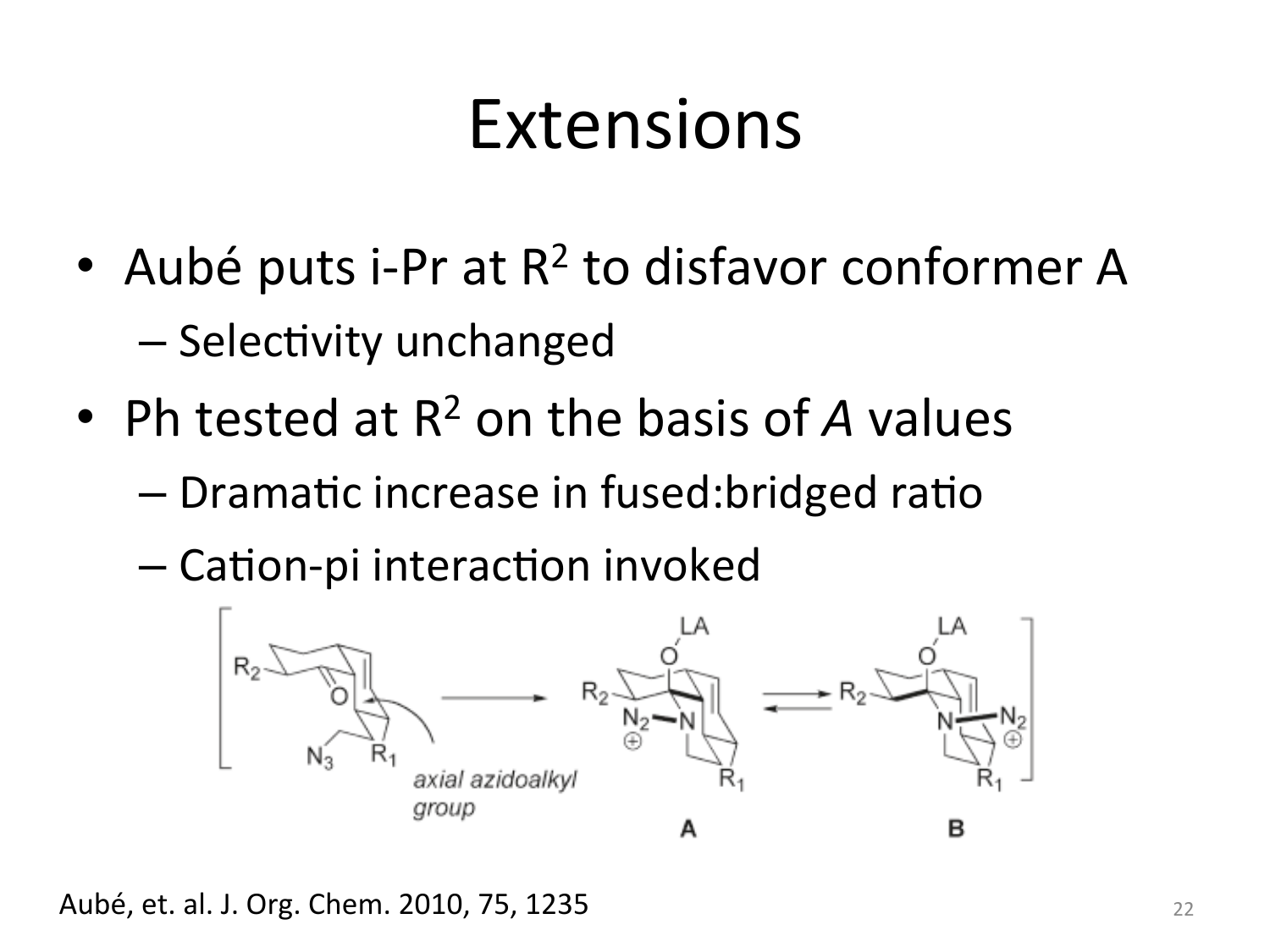# Extensions

- Aubé puts i-Pr at $R^2$ to disfavor conformer A
  - Selectivity unchanged
- Ph tested at $R^2$ on the basis of *A* values
  - Dramatic increase in fused:bridged ratio
  - Cation-pi interaction invoked

Aubé, et. al. J. Org. Chem. 2010, 75, 1235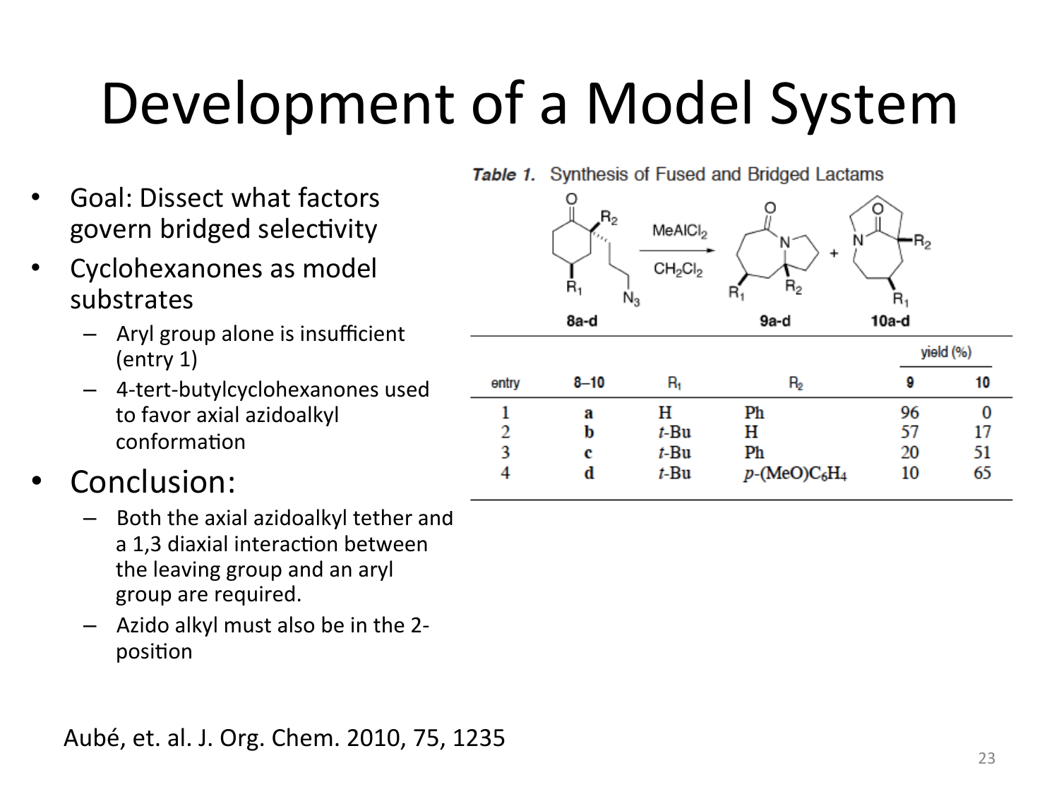# Development of a Model System

- Goal: Dissect what factors govern bridged selectivity
- Cyclohexanones as model substrates
  - Aryl group alone is insufficient (entry 1)
  - 4-tert-butylcyclohexanones used to favor axial azidoalkyl conformation
- Conclusion:
  - Both the axial azidoalkyl tether and a 1,3 diaxial interaction between the leaving group and an aryl group are required.
  - Azido alkyl must also be in the 2-position

***Table 1.*** Synthesis of Fused and Bridged Lactams

**8a-d** → ($MeAlCl_2$, $CH_2Cl_2$) → **9a-d** + **10a-d**

| entry | 8–10 | $R_1$ | $R_2$ | yield (%) 9 | yield (%) 10 |
|---|---|---|---|---|---|
| 1 | a | H | Ph | 96 | 0 |
| 2 | b | *t*-Bu | H | 57 | 17 |
| 3 | c | *t*-Bu | Ph | 20 | 51 |
| 4 | d | *t*-Bu | *p*-(MeO)$C_6H_4$ | 10 | 65 |

Aubé, et. al. J. Org. Chem. 2010, 75, 1235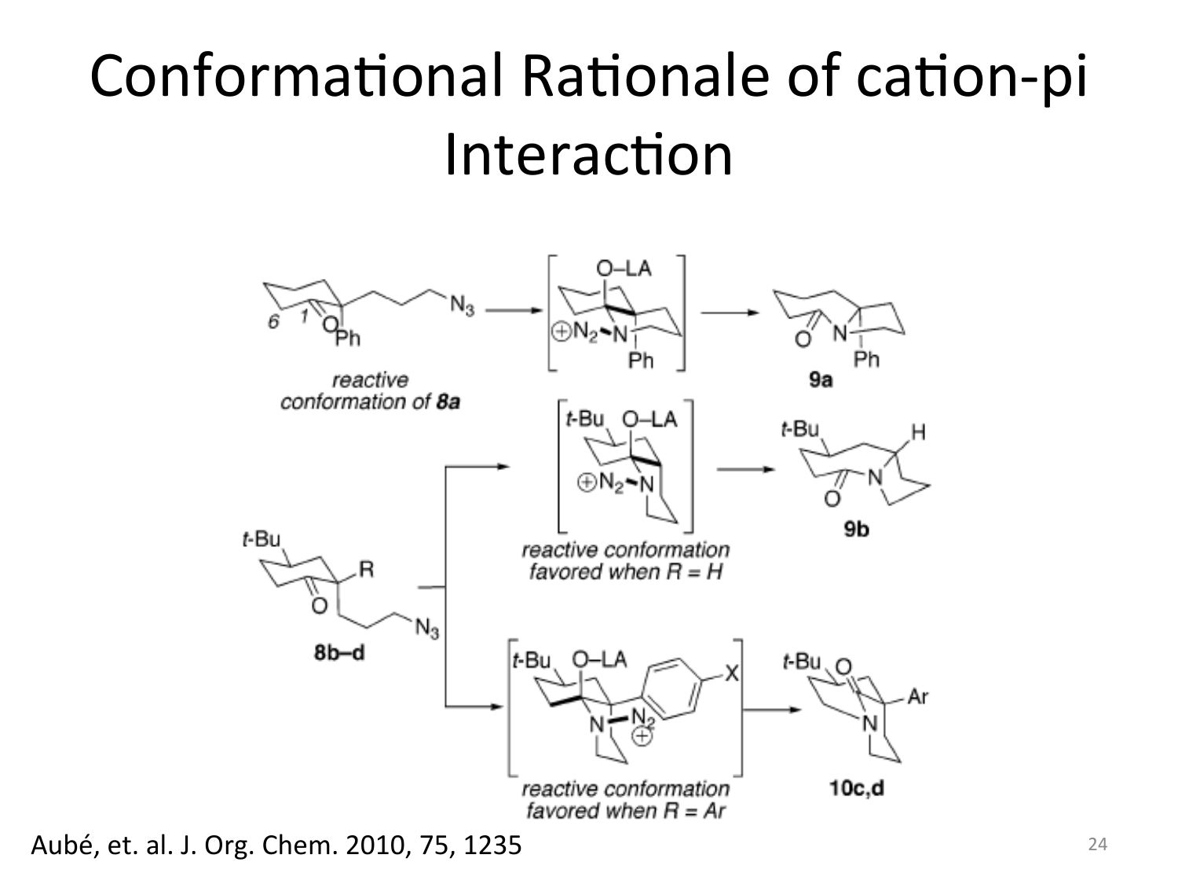# Conformational Rationale of cation-pi Interaction

reactive conformation of **8a**

**9a**

*reactive conformation favored when R = H*

**9b**

**8b–d**

*reactive conformation favored when R = Ar*

**10c,d**

Aubé, et. al. J. Org. Chem. 2010, 75, 1235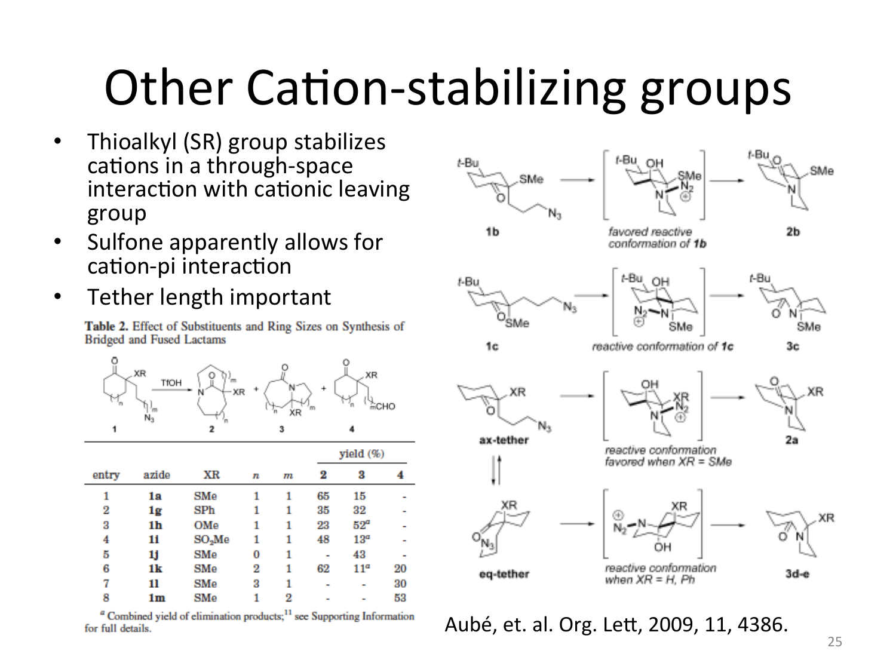# Other Cation-stabilizing groups

- Thioalkyl (SR) group stabilizes cations in a through-space interaction with cationic leaving group
- Sulfone apparently allows for cation-pi interaction
- Tether length important

**Table 2.** Effect of Substituents and Ring Sizes on Synthesis of Bridged and Fused Lactams

| entry | azide | XR | *n* | *m* | yield (%) 2 | 3 | 4 |
|---|---|---|---|---|---|---|---|
| 1 | **1a** | SMe | 1 | 1 | 65 | 15 | - |
| 2 | **1g** | SPh | 1 | 1 | 35 | 32 | - |
| 3 | **1h** | OMe | 1 | 1 | 23 | 52[a] | - |
| 4 | **1i** | $SO_2Me$ | 1 | 1 | 48 | 13[a] | - |
| 5 | **1j** | SMe | 0 | 1 | - | 43 | - |
| 6 | **1k** | SMe | 2 | 1 | 62 | 11[a] | 20 |
| 7 | **1l** | SMe | 3 | 1 | - | - | 30 |
| 8 | **1m** | SMe | 1 | 2 | - | - | 53 |

[a] Combined yield of elimination products;[11] see Supporting Information for full details.

**1b** → favored reactive conformation of **1b** → **2b**

**1c** → reactive conformation of **1c** → **3c**

ax-tether → reactive conformation favored when XR = SMe → **2a**

eq-tether → reactive conformation when XR = H, Ph → **3d-e**

Aubé, et. al. Org. Lett, 2009, 11, 4386.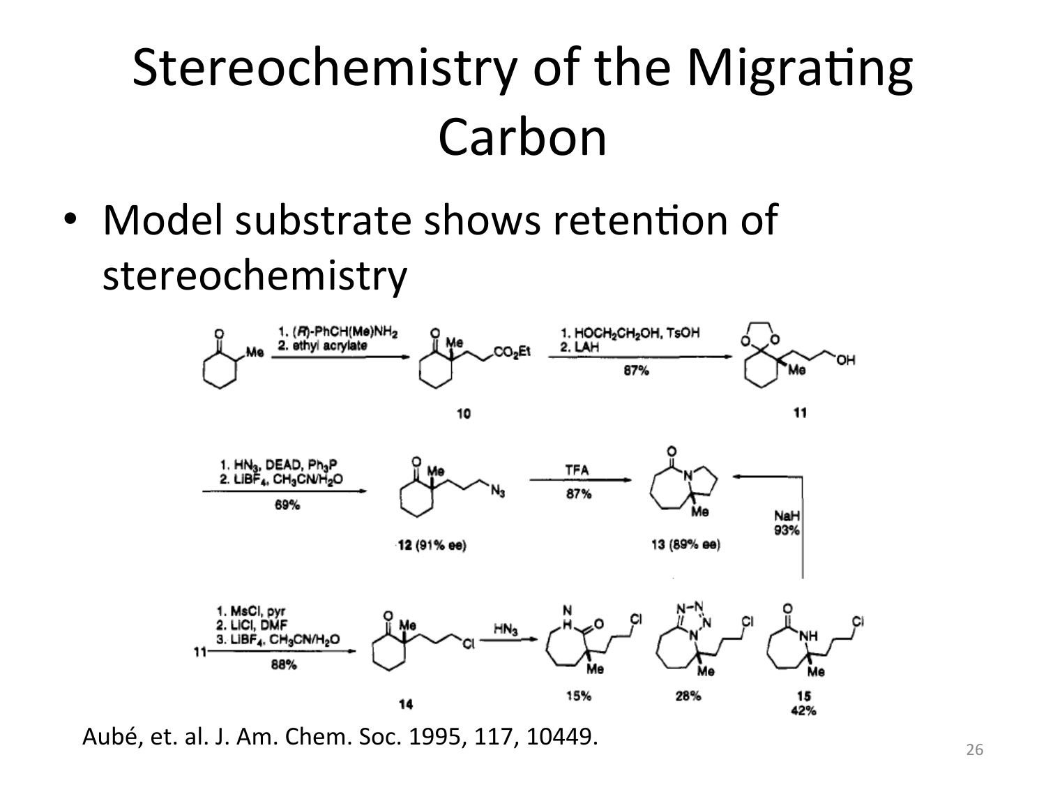# Stereochemistry of the Migrating Carbon

- Model substrate shows retention of stereochemistry

Aubé, et. al. J. Am. Chem. Soc. 1995, 117, 10449.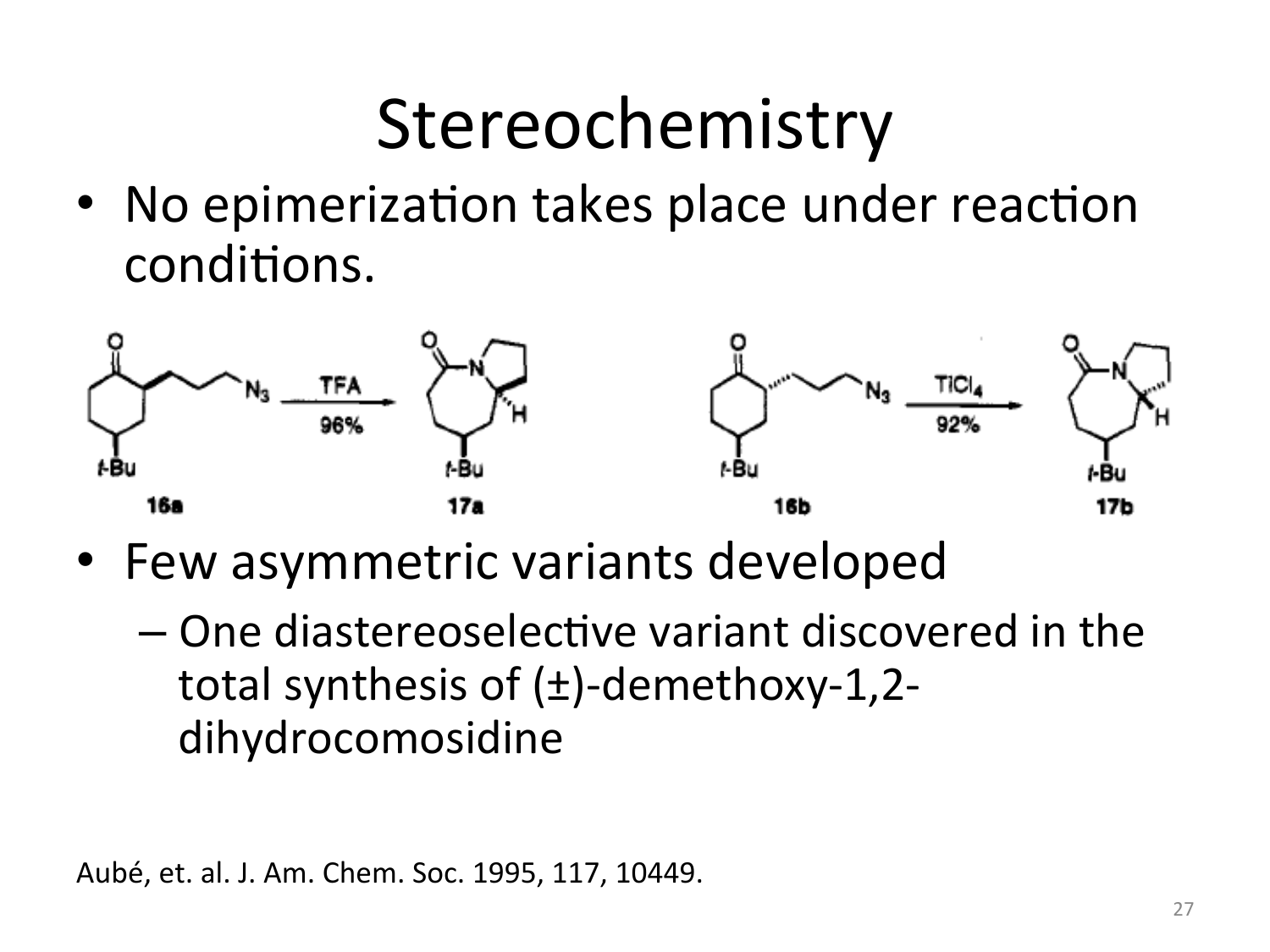# Stereochemistry

- No epimerization takes place under reaction conditions.

16a → (TFA, 96%) → 17a

16b → ($TiCl_4$, 92%) → 17b

- Few asymmetric variants developed
  - One diastereoselective variant discovered in the total synthesis of (±)-demethoxy-1,2-dihydrocomosidine

Aubé, et. al. J. Am. Chem. Soc. 1995, 117, 10449.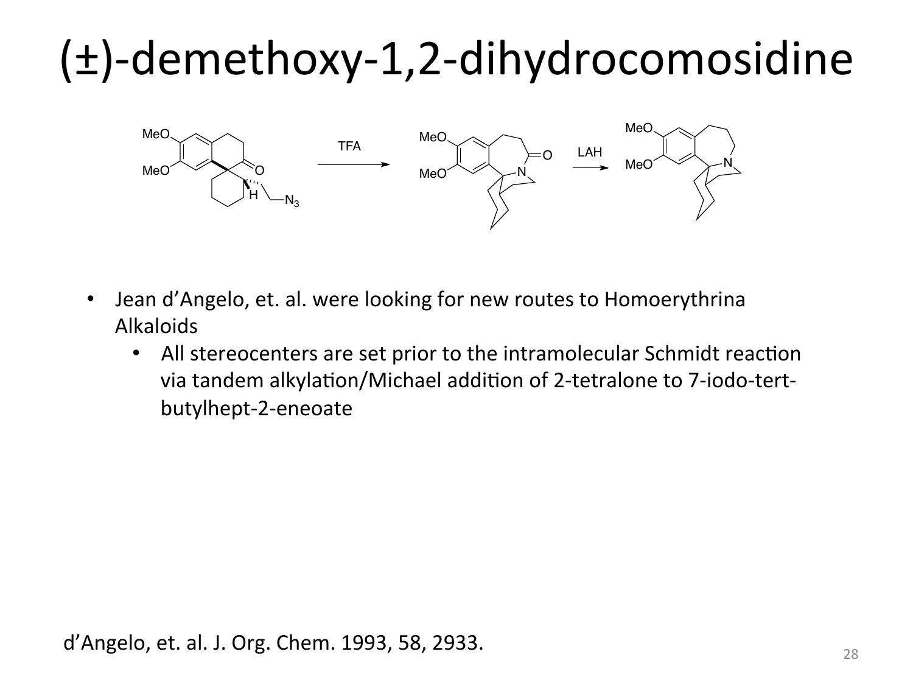# (±)-demethoxy-1,2-dihydrocomosidine

- Jean d'Angelo, et. al. were looking for new routes to Homoerythrina Alkaloids
  - All stereocenters are set prior to the intramolecular Schmidt reaction via tandem alkylation/Michael addition of 2-tetralone to 7-iodo-tert-butylhept-2-eneoate

d'Angelo, et. al. J. Org. Chem. 1993, 58, 2933.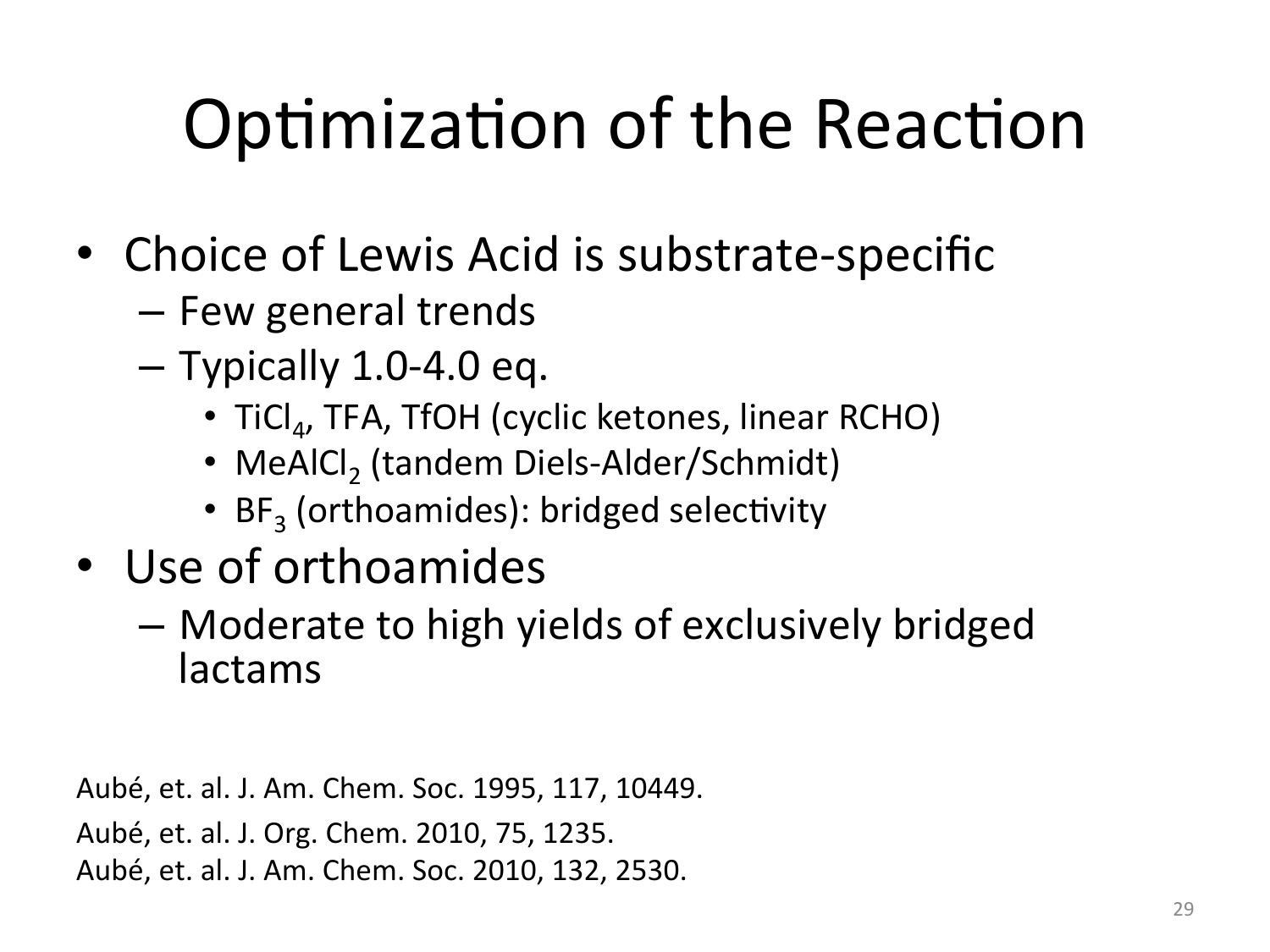# Optimization of the Reaction

- Choice of Lewis Acid is substrate-specific
  - Few general trends
  - Typically 1.0-4.0 eq.
    - $TiCl_4$, TFA, TfOH (cyclic ketones, linear RCHO)
    - $MeAlCl_2$ (tandem Diels-Alder/Schmidt)
    - $BF_3$ (orthoamides): bridged selectivity
- Use of orthoamides
  - Moderate to high yields of exclusively bridged lactams

Aubé, et. al. J. Am. Chem. Soc. 1995, 117, 10449.

Aubé, et. al. J. Org. Chem. 2010, 75, 1235.

Aubé, et. al. J. Am. Chem. Soc. 2010, 132, 2530.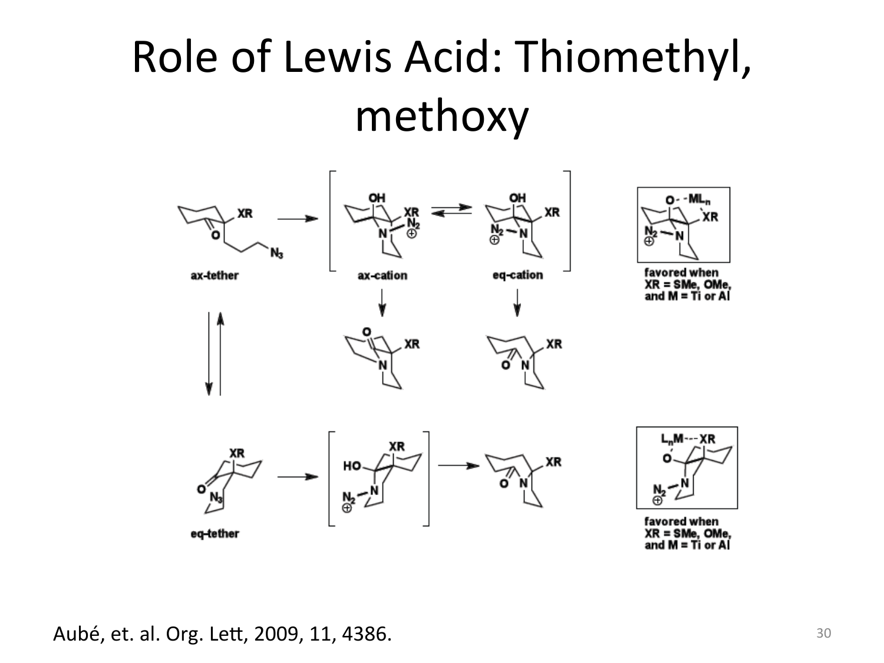# Role of Lewis Acid: Thiomethyl, methoxy

ax-tether

ax-cation

eq-cation

favored when XR = SMe, OMe, and M = Ti or Al

eq-tether

favored when XR = SMe, OMe, and M = Ti or Al

Aubé, et. al. Org. Lett, 2009, 11, 4386.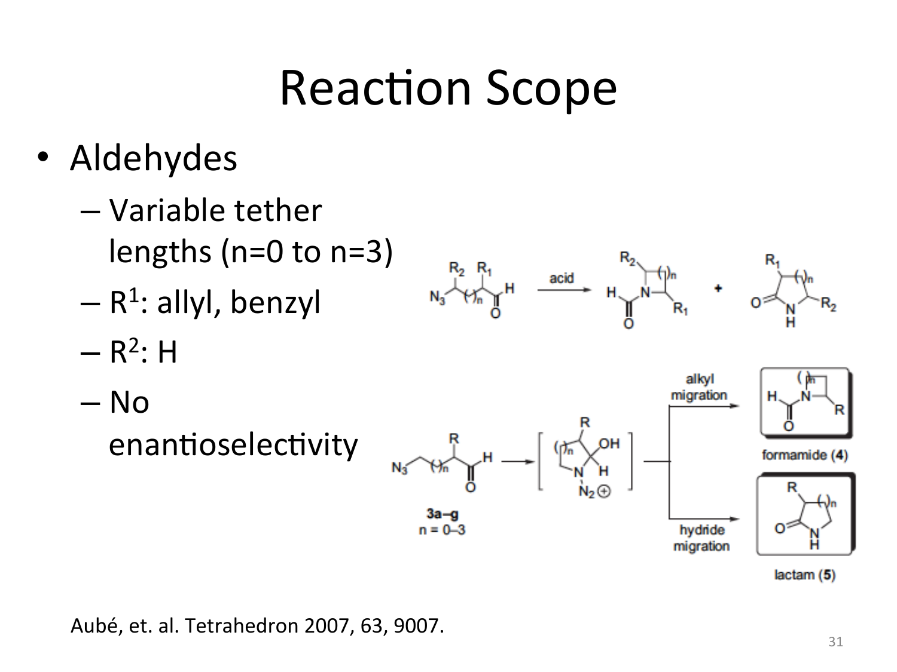# Reaction Scope

- Aldehydes
  - Variable tether lengths (n=0 to n=3)
  - $R^1$: allyl, benzyl
  - $R^2$: H
  - No enantioselectivity

Aubé, et. al. Tetrahedron 2007, 63, 9007.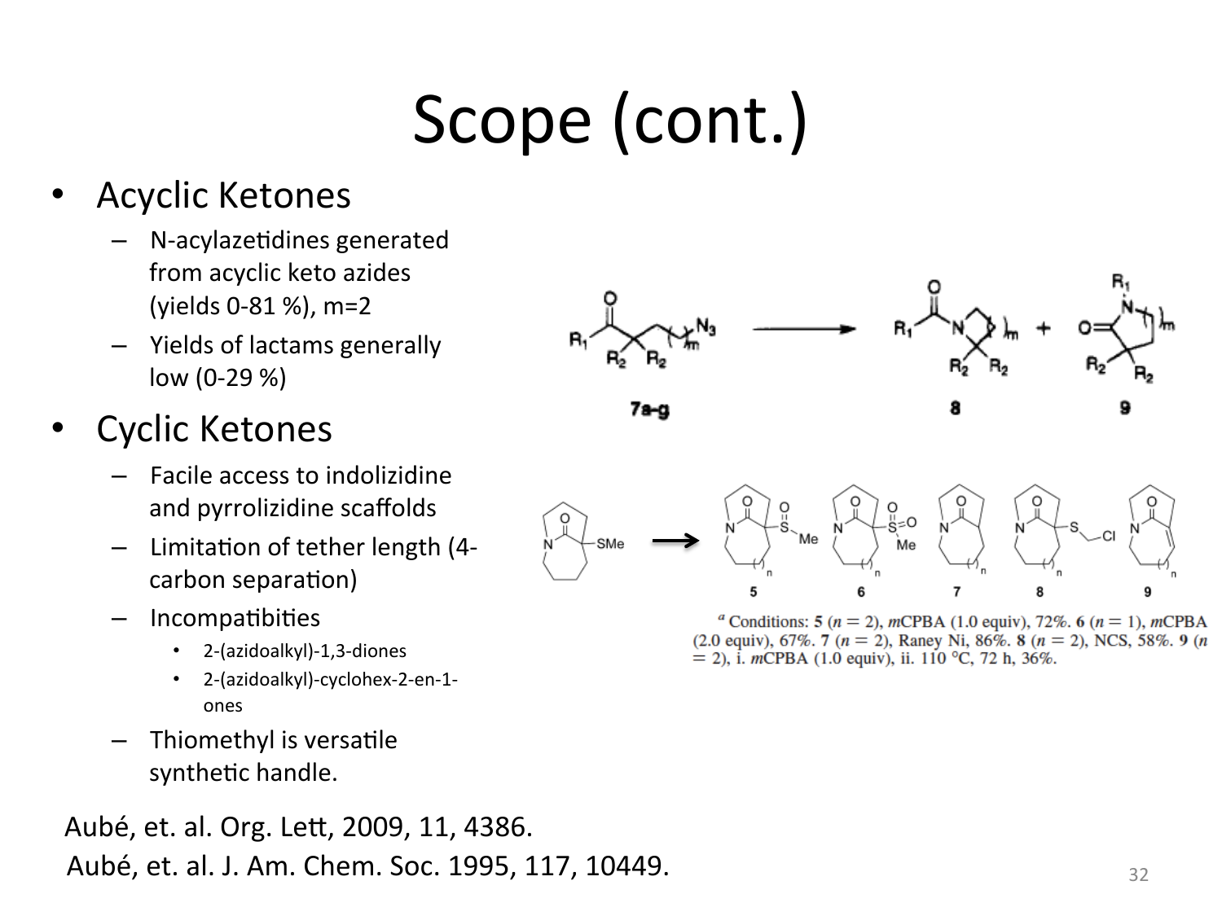# Scope (cont.)

- Acyclic Ketones
  - N-acylazetidines generated from acyclic keto azides (yields 0-81 %), m=2
  - Yields of lactams generally low (0-29 %)
- Cyclic Ketones
  - Facile access to indolizidine and pyrrolizidine scaffolds
  - Limitation of tether length (4-carbon separation)
  - Incompatibities
    - 2-(azidoalkyl)-1,3-diones
    - 2-(azidoalkyl)-cyclohex-2-en-1-ones
  - Thiomethyl is versatile synthetic handle.

[a] Conditions: **5** ($n = 2$), *m*CPBA (1.0 equiv), 72%. **6** ($n = 1$), *m*CPBA (2.0 equiv), 67%. **7** ($n = 2$), Raney Ni, 86%. **8** ($n = 2$), NCS, 58%. **9** ($n = 2$), i. *m*CPBA (1.0 equiv), ii. 110 °C, 72 h, 36%.

Aubé, et. al. Org. Lett, 2009, 11, 4386.

Aubé, et. al. J. Am. Chem. Soc. 1995, 117, 10449.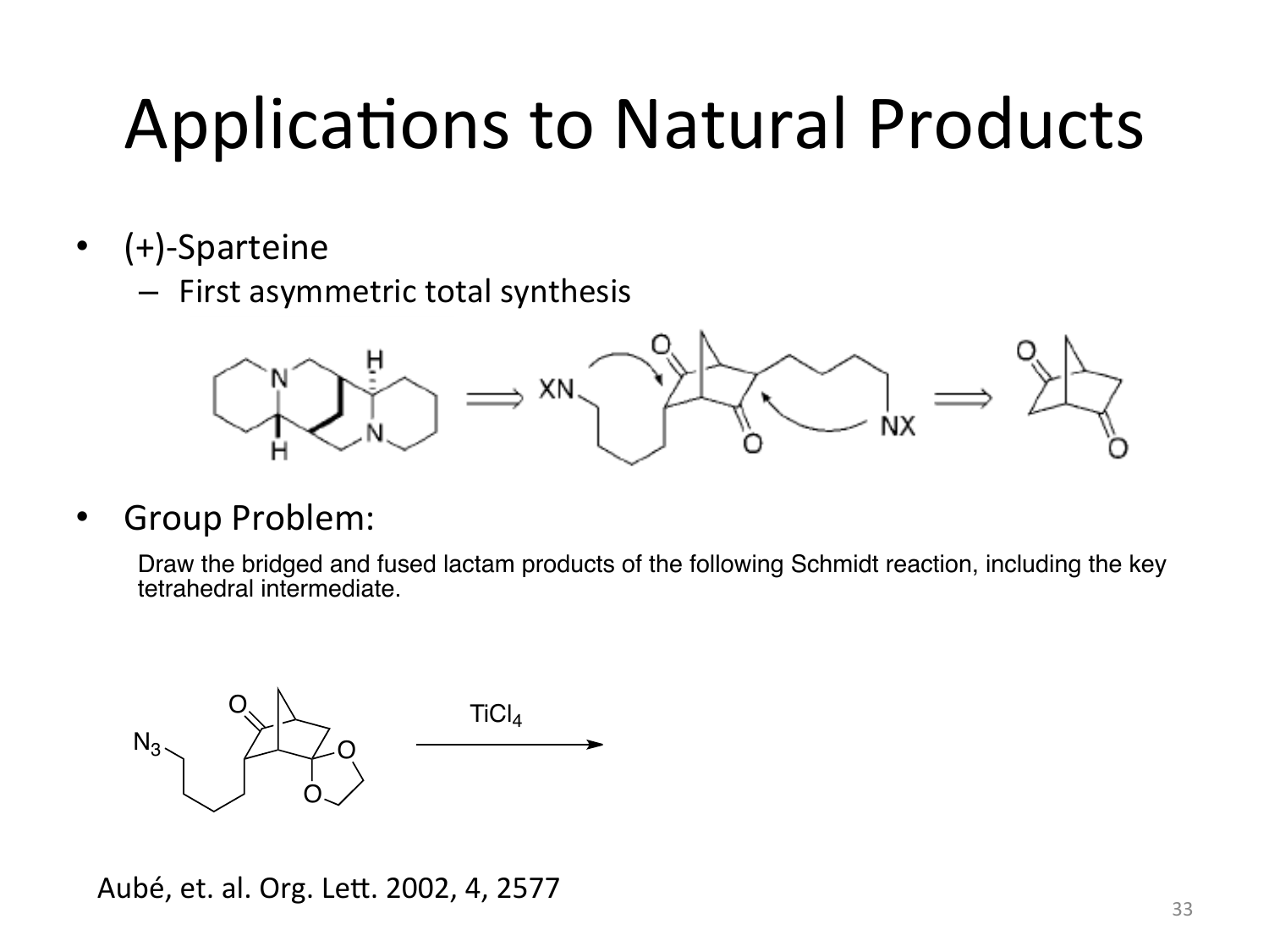# Applications to Natural Products

- (+)-Sparteine
  - First asymmetric total synthesis

- Group Problem:

  Draw the bridged and fused lactam products of the following Schmidt reaction, including the key tetrahedral intermediate.

$TiCl_4$

Aubé, et. al. Org. Lett. 2002, 4, 2577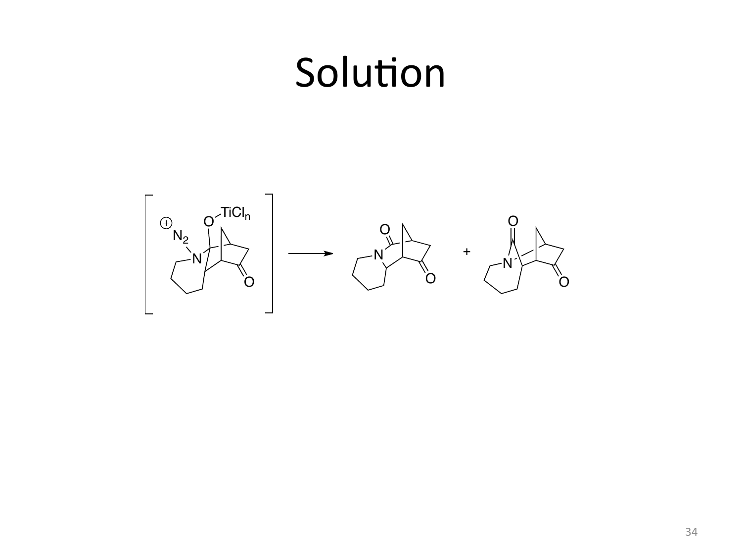# Solution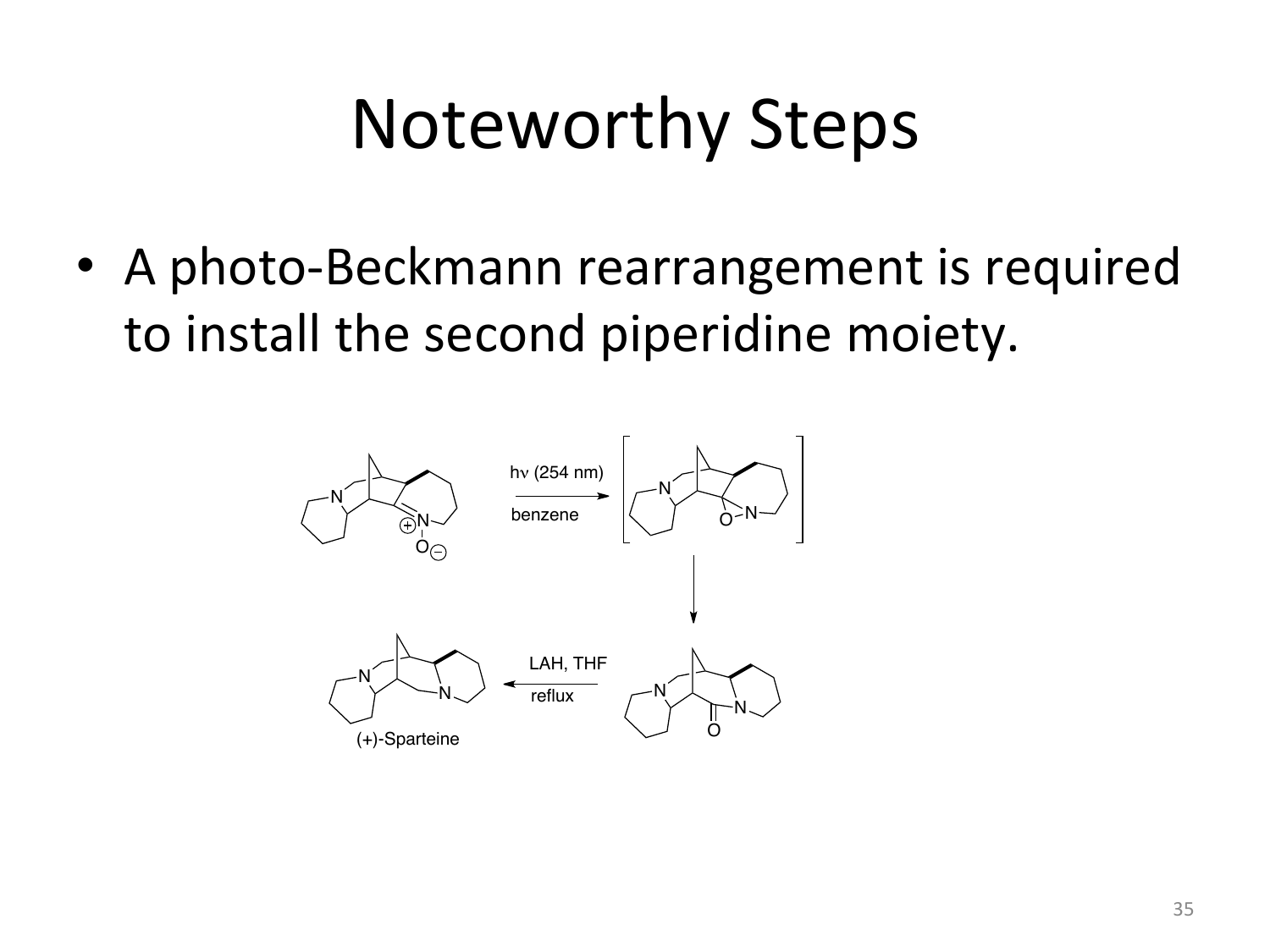# Noteworthy Steps

- A photo-Beckmann rearrangement is required to install the second piperidine moiety.

hν (254 nm)

benzene

LAH, THF

reflux

(+)-Sparteine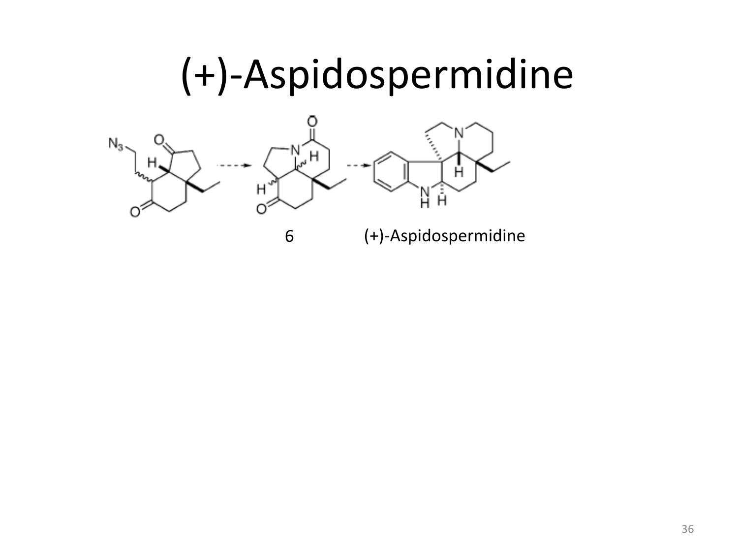# (+)-Aspidospermidine

6

(+)-Aspidospermidine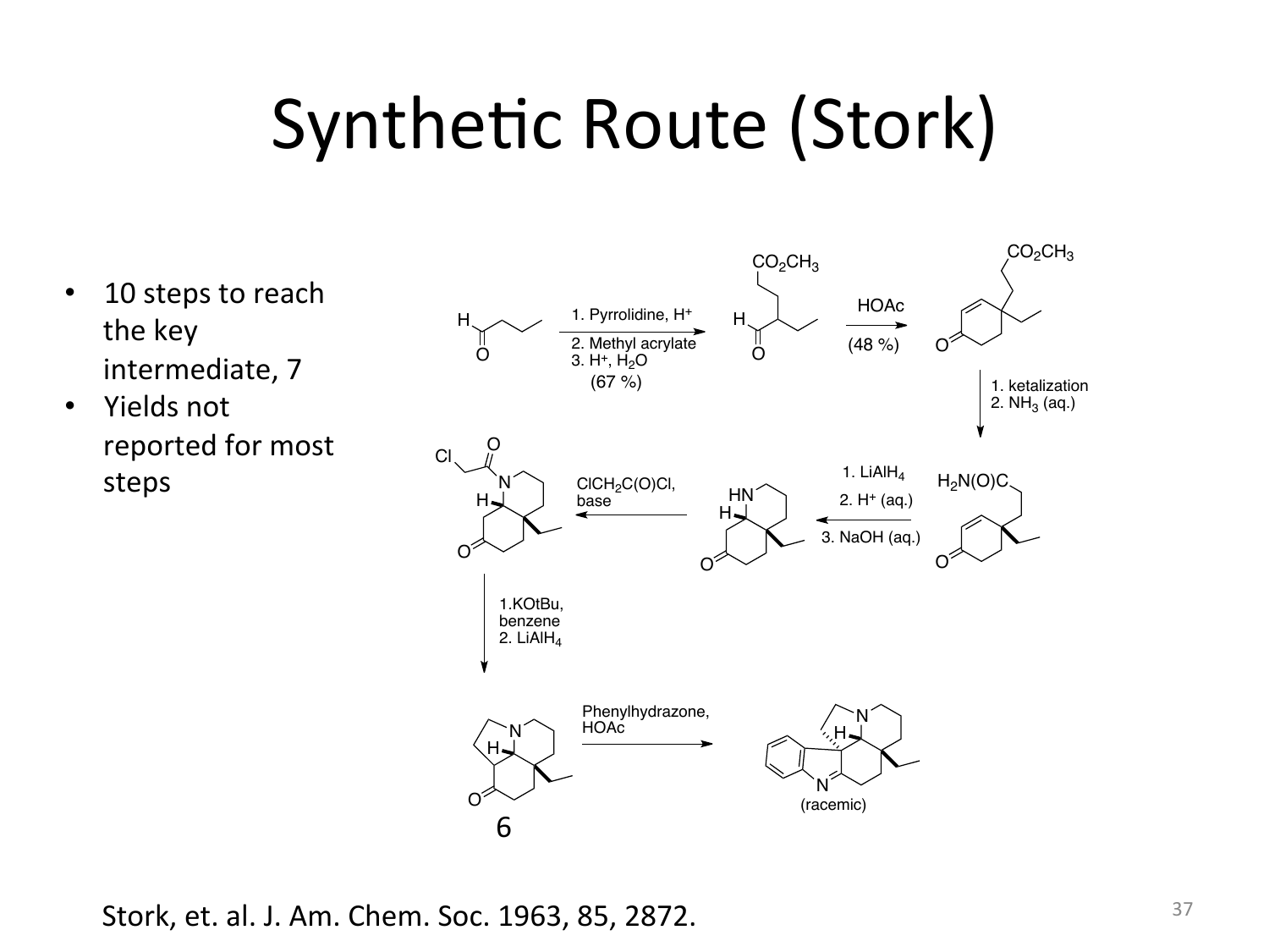# Synthetic Route (Stork)

- 10 steps to reach the key intermediate, 7
- Yields not reported for most steps

1. Pyrrolidine, $H^+$
2. Methyl acrylate
3. $H^+$, $H_2O$

(67 %)

$CO_2CH_3$

HOAc

(48 %)

$CO_2CH_3$

1. ketalization
2. $NH_3$ (aq.)

$H_2N(O)C$

1. $LiAlH_4$
2. $H^+$ (aq.)
3. NaOH (aq.)

HN

H

$ClCH_2C(O)Cl$, base

Cl

O

N

H

O

1. KOtBu, benzene
2. $LiAlH_4$

N

H

O

6

Phenylhydrazone, HOAc

N

H

N

(racemic)

Stork, et. al. J. Am. Chem. Soc. 1963, 85, 2872.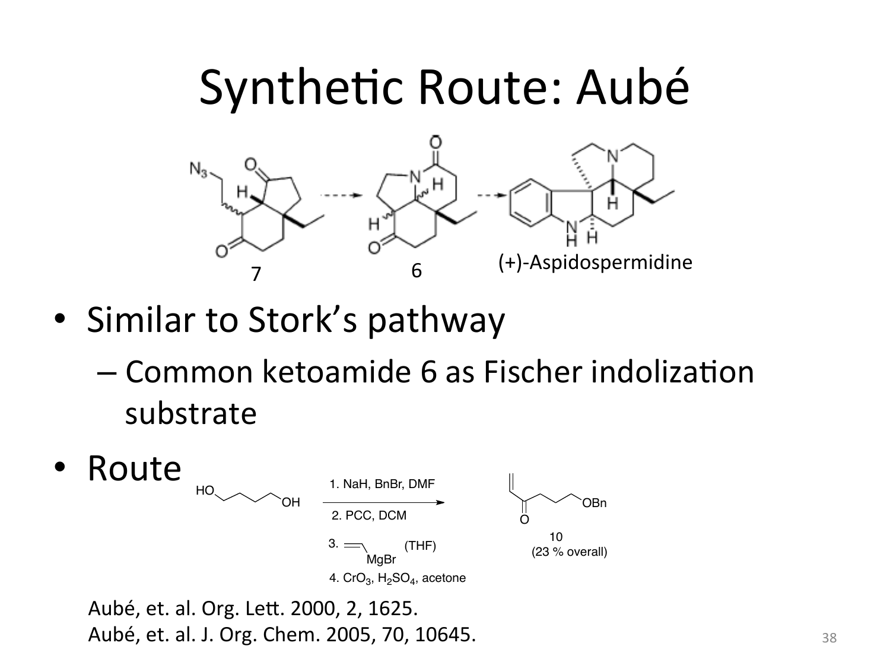# Synthetic Route: Aubé

7 6 (+)-Aspidospermidine

- Similar to Stork's pathway
  - Common ketoamide 6 as Fischer indolization substrate
- Route

1. NaH, BnBr, DMF
2. PCC, DCM
3. vinyl-MgBr (THF)
4. $CrO_3$, $H_2SO_4$, acetone

10 (23 % overall)

Aubé, et. al. Org. Lett. 2000, 2, 1625.
Aubé, et. al. J. Org. Chem. 2005, 70, 10645.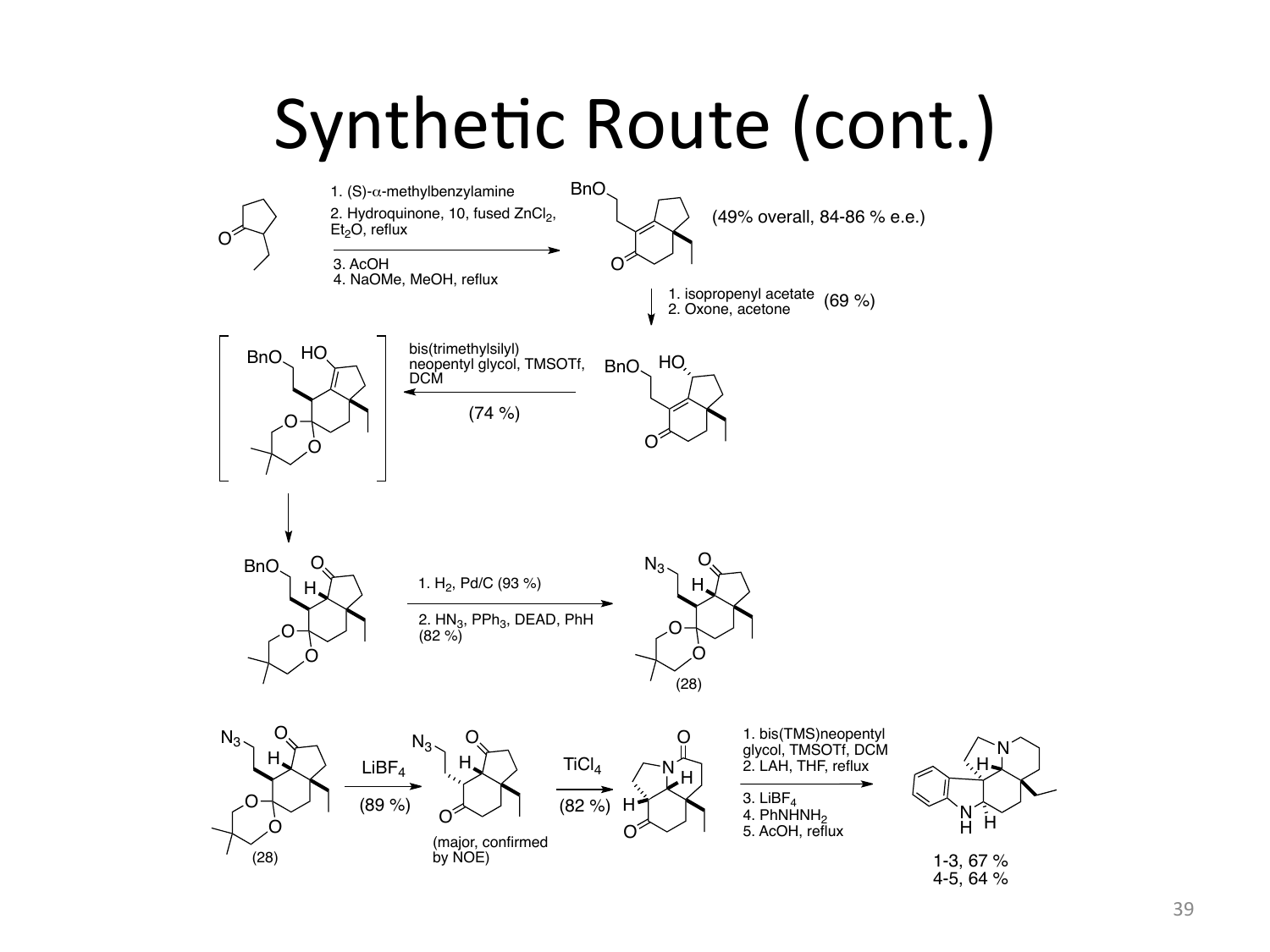# Synthetic Route (cont.)

1. (S)-α-methylbenzylamine
2. Hydroquinone, 10, fused $ZnCl_2$, $Et_2O$, reflux
3. AcOH
4. NaOMe, MeOH, reflux

(49% overall, 84-86 % e.e.)

1. isopropenyl acetate
2. Oxone, acetone

(69 %)

bis(trimethylsilyl) neopentyl glycol, TMSOTf, DCM

(74 %)

1. $H_2$, Pd/C (93 %)
2. $HN_3$, $PPh_3$, DEAD, PhH (82 %)

(28)

(28)

$LiBF_4$

(89 %)

(major, confirmed by NOE)

$TiCl_4$

(82 %)

1. bis(TMS)neopentyl glycol, TMSOTf, DCM
2. LAH, THF, reflux
3. $LiBF_4$
4. $PhNHNH_2$
5. AcOH, reflux

1-3, 67 %
4-5, 64 %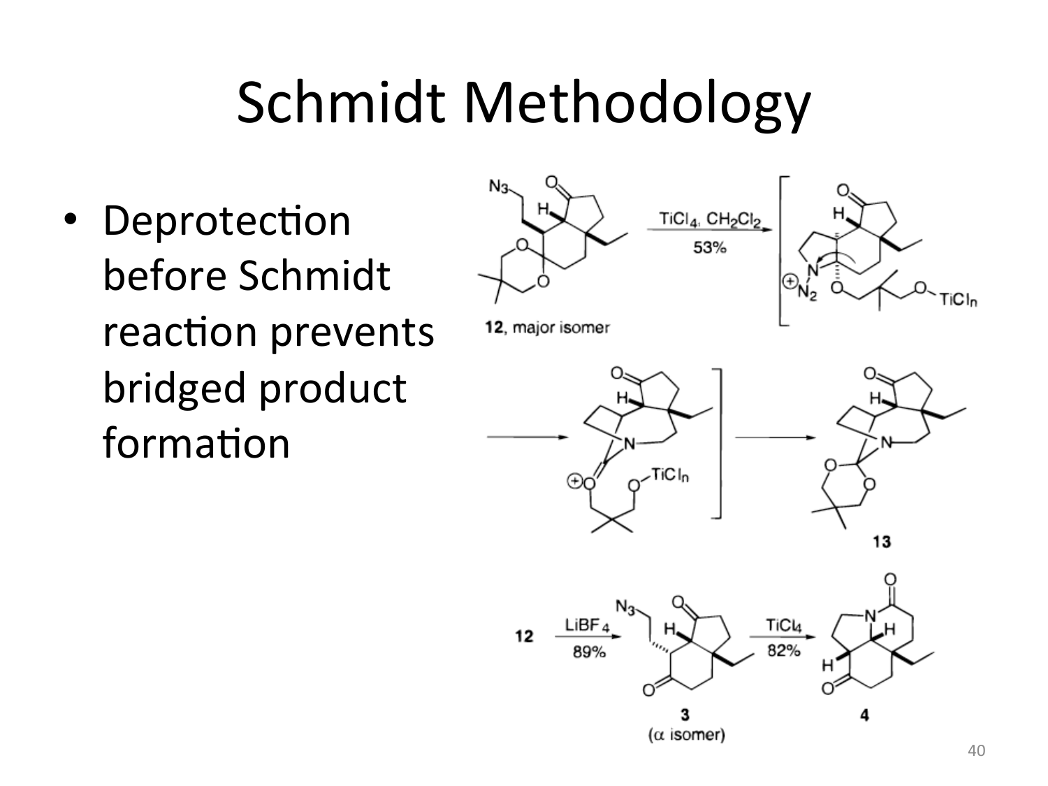# Schmidt Methodology

- Deprotection before Schmidt reaction prevents bridged product formation

12, major isomer

$TiCl_4$, $CH_2Cl_2$

53%

13

12 → LiBF$_4$ 89% → 3 (α isomer) → $TiCl_4$ 82% → 4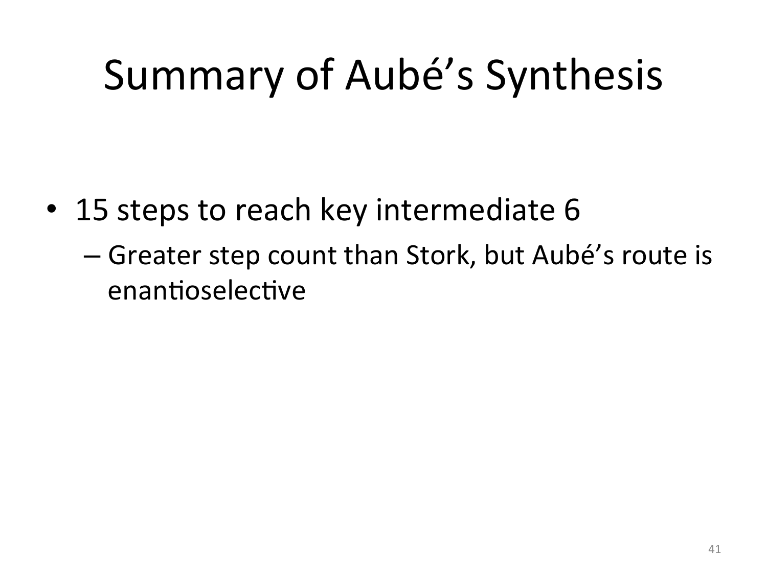# Summary of Aubé's Synthesis

- 15 steps to reach key intermediate 6
  - Greater step count than Stork, but Aubé's route is enantioselective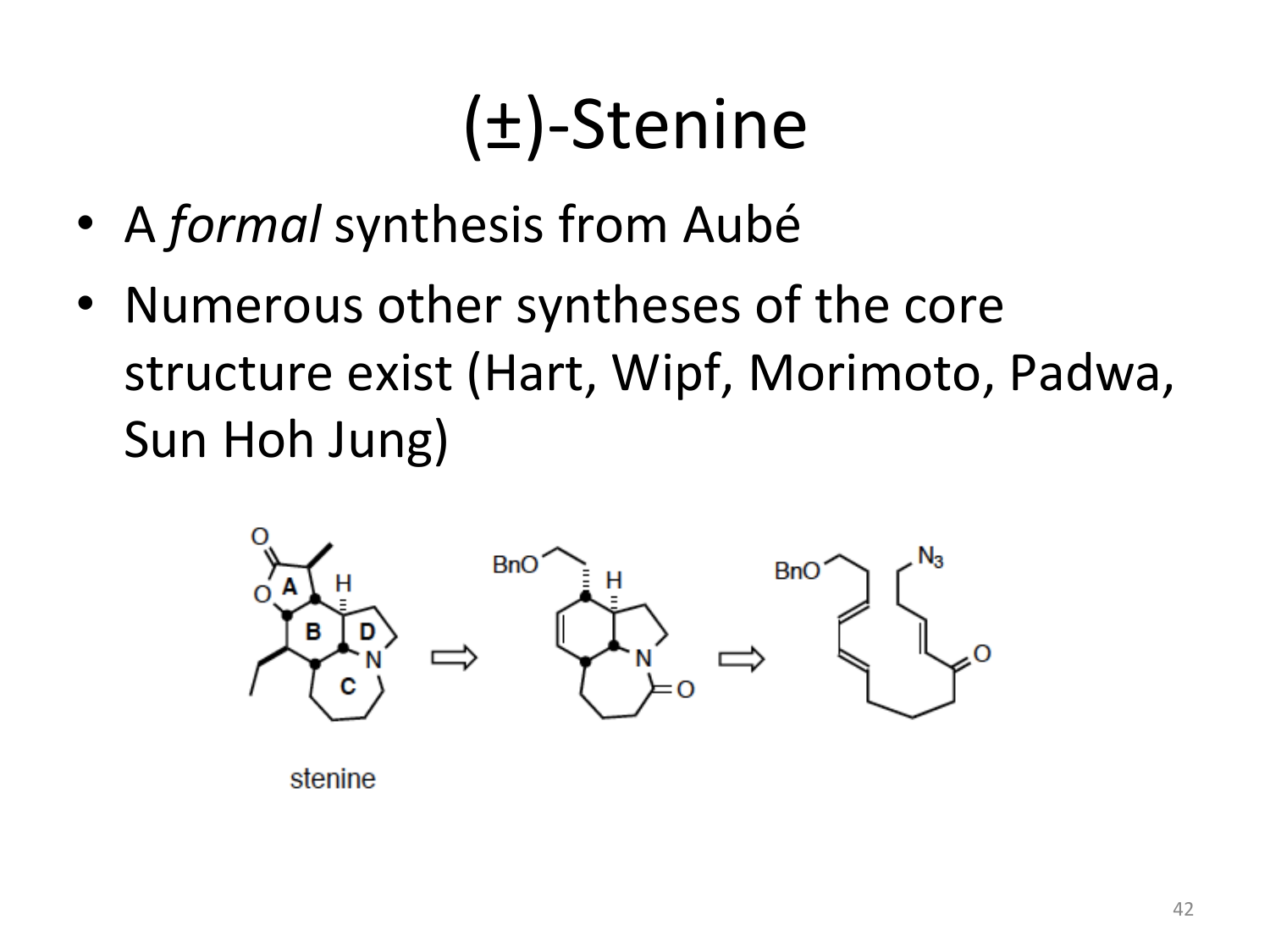# (±)-Stenine

- A *formal* synthesis from Aubé
- Numerous other syntheses of the core structure exist (Hart, Wipf, Morimoto, Padwa, Sun Hoh Jung)

stenine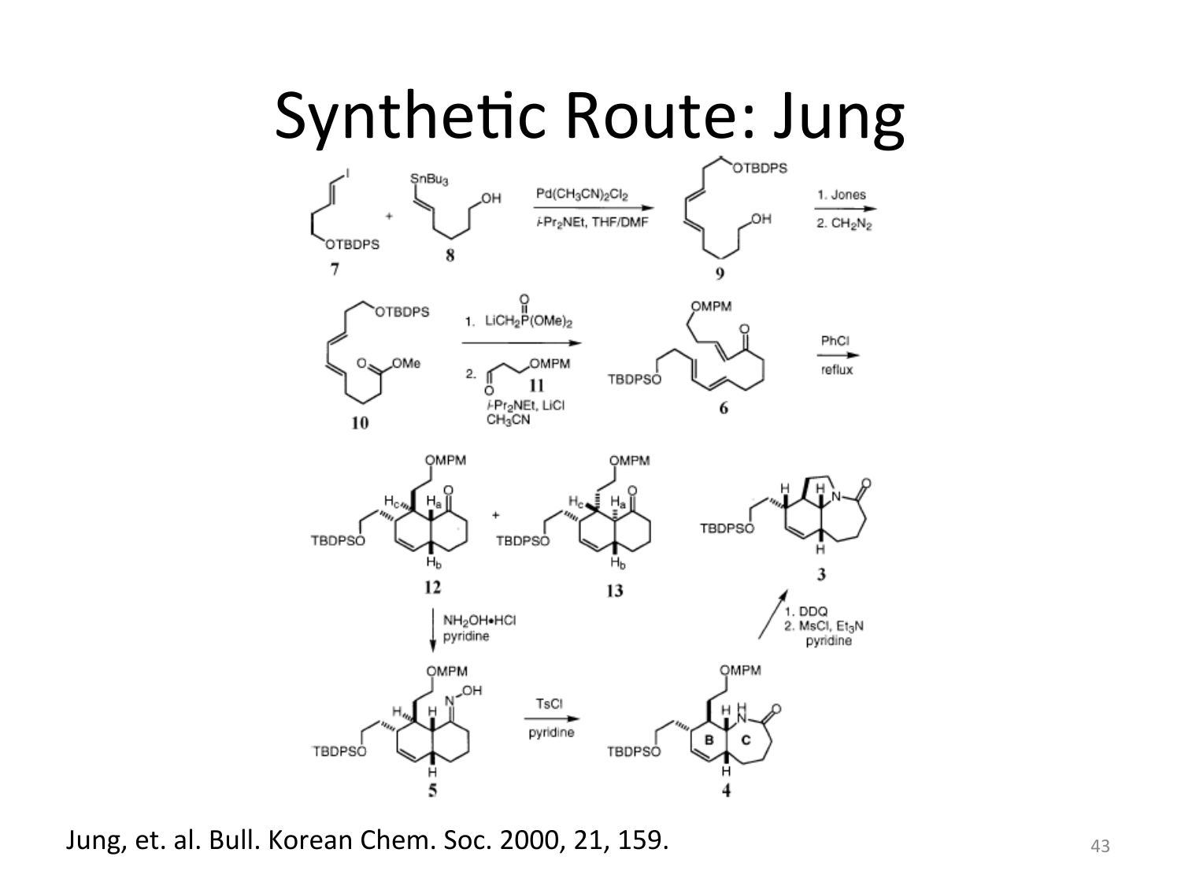# Synthetic Route: Jung

Jung, et. al. Bull. Korean Chem. Soc. 2000, 21, 159.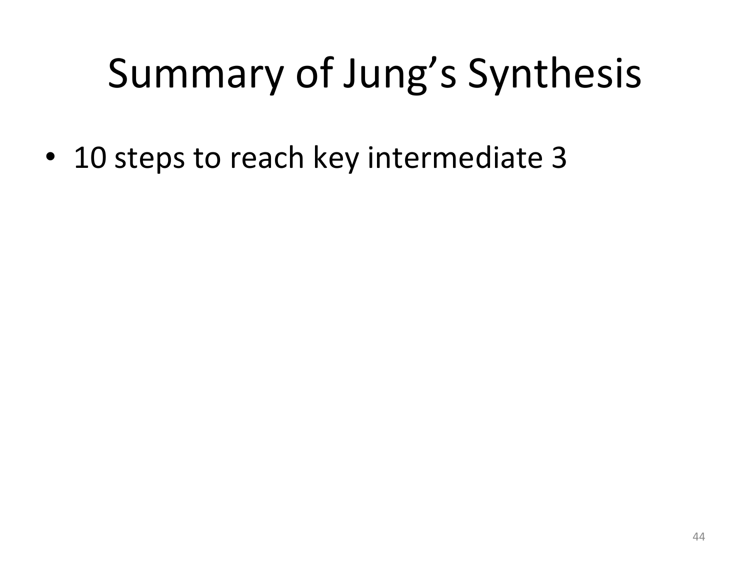# Summary of Jung's Synthesis

- 10 steps to reach key intermediate 3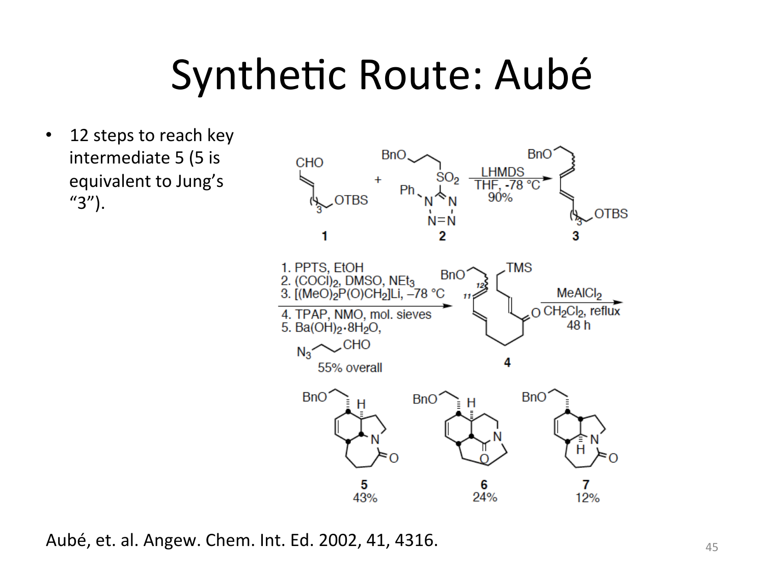# Synthetic Route: Aubé

- 12 steps to reach key intermediate 5 (5 is equivalent to Jung's "3").

CHO, ( )$_3$ OTBS **1** + BnO, $SO_2$, Ph, N, N, N=N **2** → LHMDS, THF, -78 °C, 90% → BnO, ( )$_3$ OTBS **3**

1. PPTS, EtOH
2. $(COCl)_2$, DMSO, $NEt_3$
3. $[(MeO)_2P(O)CH_2]Li$, –78 °C
4. TPAP, NMO, mol. sieves
5. $Ba(OH)_2·8H_2O$, $N_3$ CHO

55% overall

→ BnO, TMS, 12, 11, O **4** → $MeAlCl_2$, $CH_2Cl_2$, reflux, 48 h →

BnO, H, N, O **5** 43% | BnO, H, N, O **6** 24% | BnO, N, H, O **7** 12%

Aubé, et. al. Angew. Chem. Int. Ed. 2002, 41, 4316.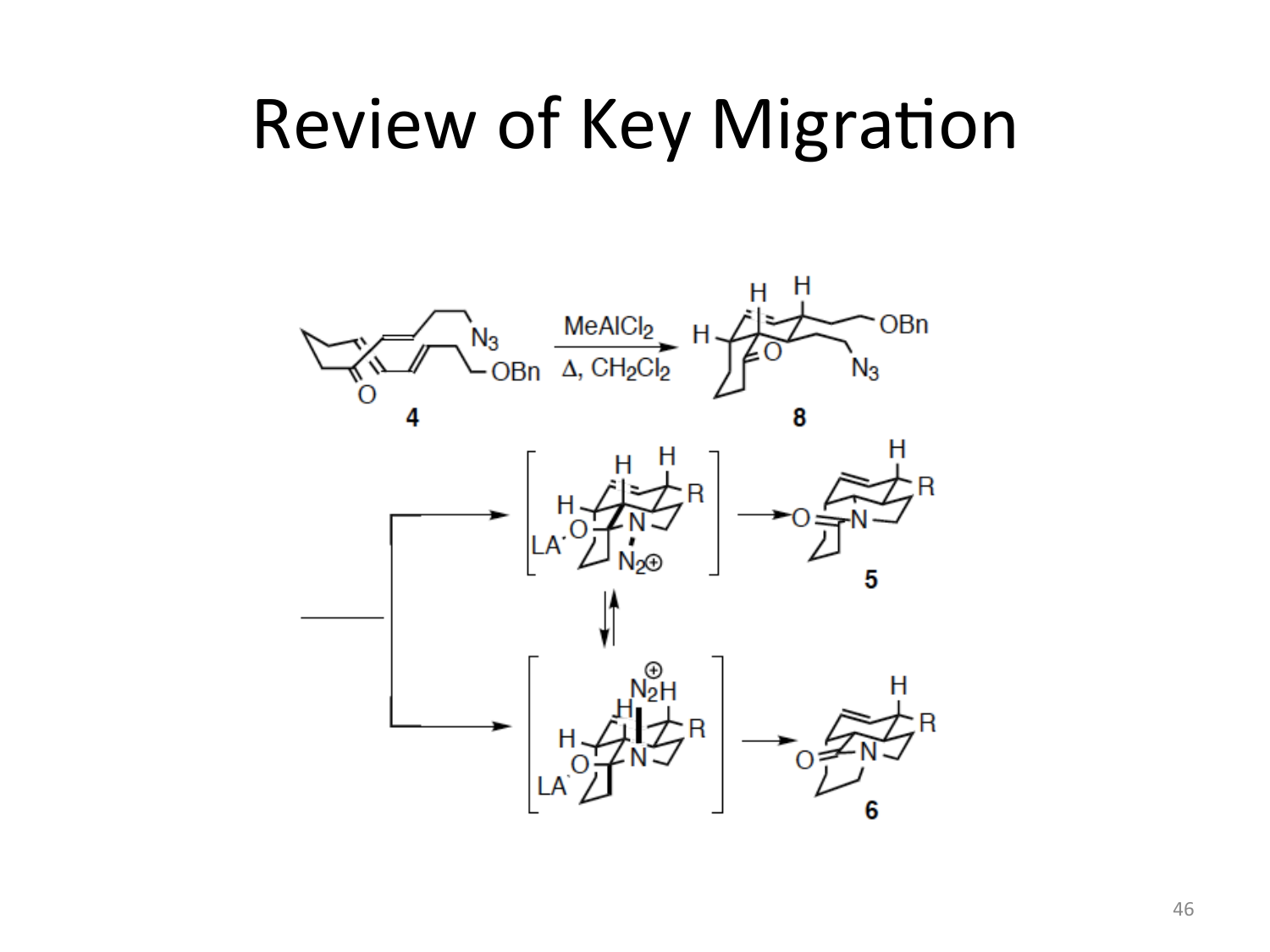# Review of Key Migration

MeAlCl$_2$

$\Delta$, CH$_2$Cl$_2$

**4**

**8**

**5**

**6**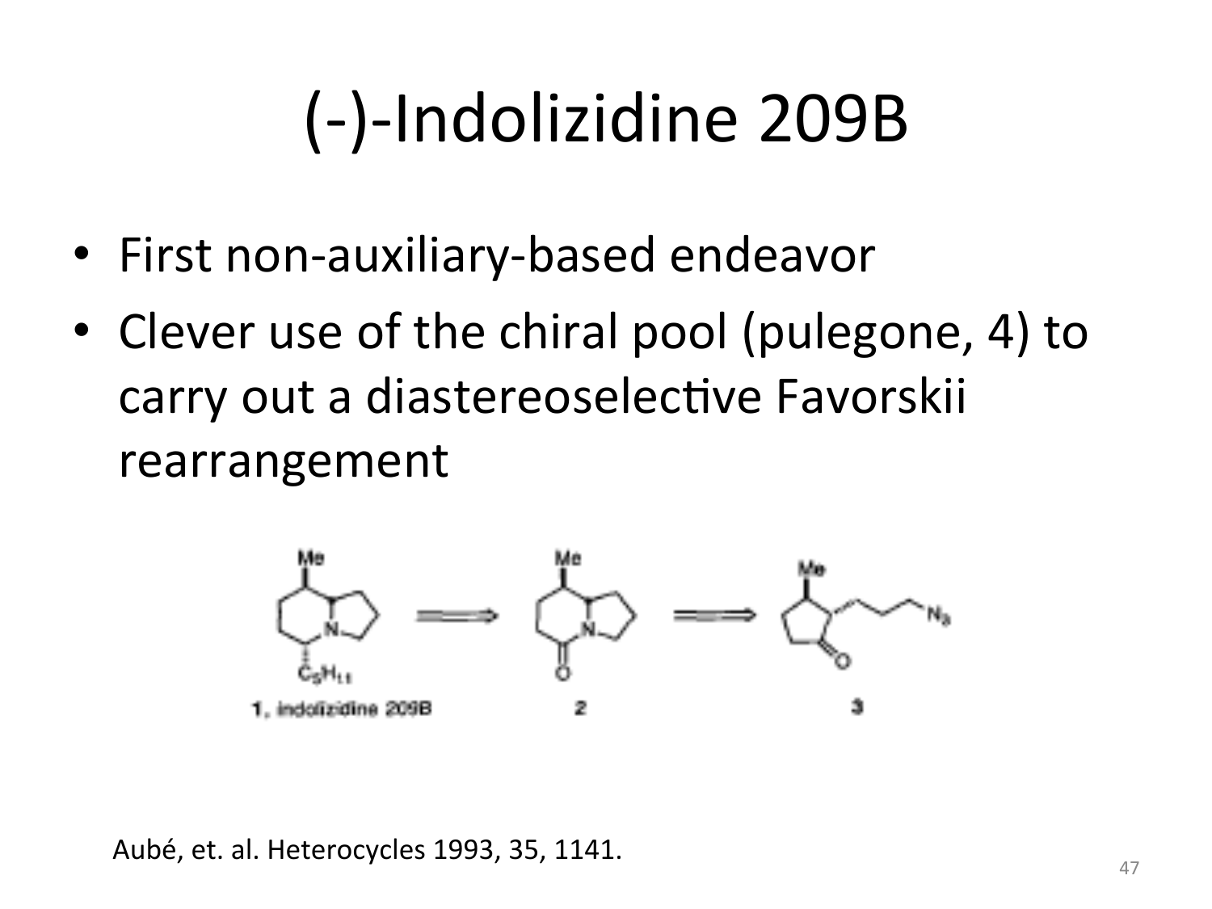# (-)-Indolizidine 209B

- First non-auxiliary-based endeavor
- Clever use of the chiral pool (pulegone, 4) to carry out a diastereoselective Favorskii rearrangement

1, indolizidine 209B        2        3

Aubé, et. al. Heterocycles 1993, 35, 1141.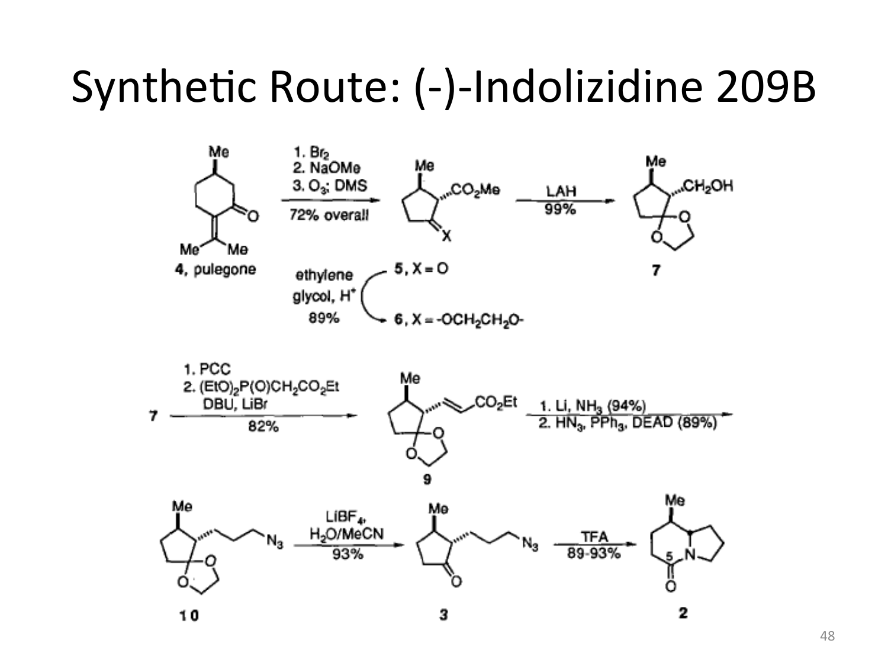# Synthetic Route: (-)-Indolizidine 209B

4, pulegone → (1. $Br_2$; 2. NaOMe; 3. $O_3$; DMS; 72% overall) → 5, X = O

5, X = O → (ethylene glycol, $H^+$; 89%) → 6, X = $-OCH_2CH_2O-$

6 → (LAH; 99%) → 7

7 → (1. PCC; 2. $(EtO)_2P(O)CH_2CO_2Et$, DBU, LiBr; 82%) → 9

9 → (1. Li, $NH_3$ (94%); 2. $HN_3$, $PPh_3$, DEAD (89%)) → 10

10 → ($LiBF_4$, $H_2O$/MeCN; 93%) → 3

3 → (TFA; 89-93%) → 2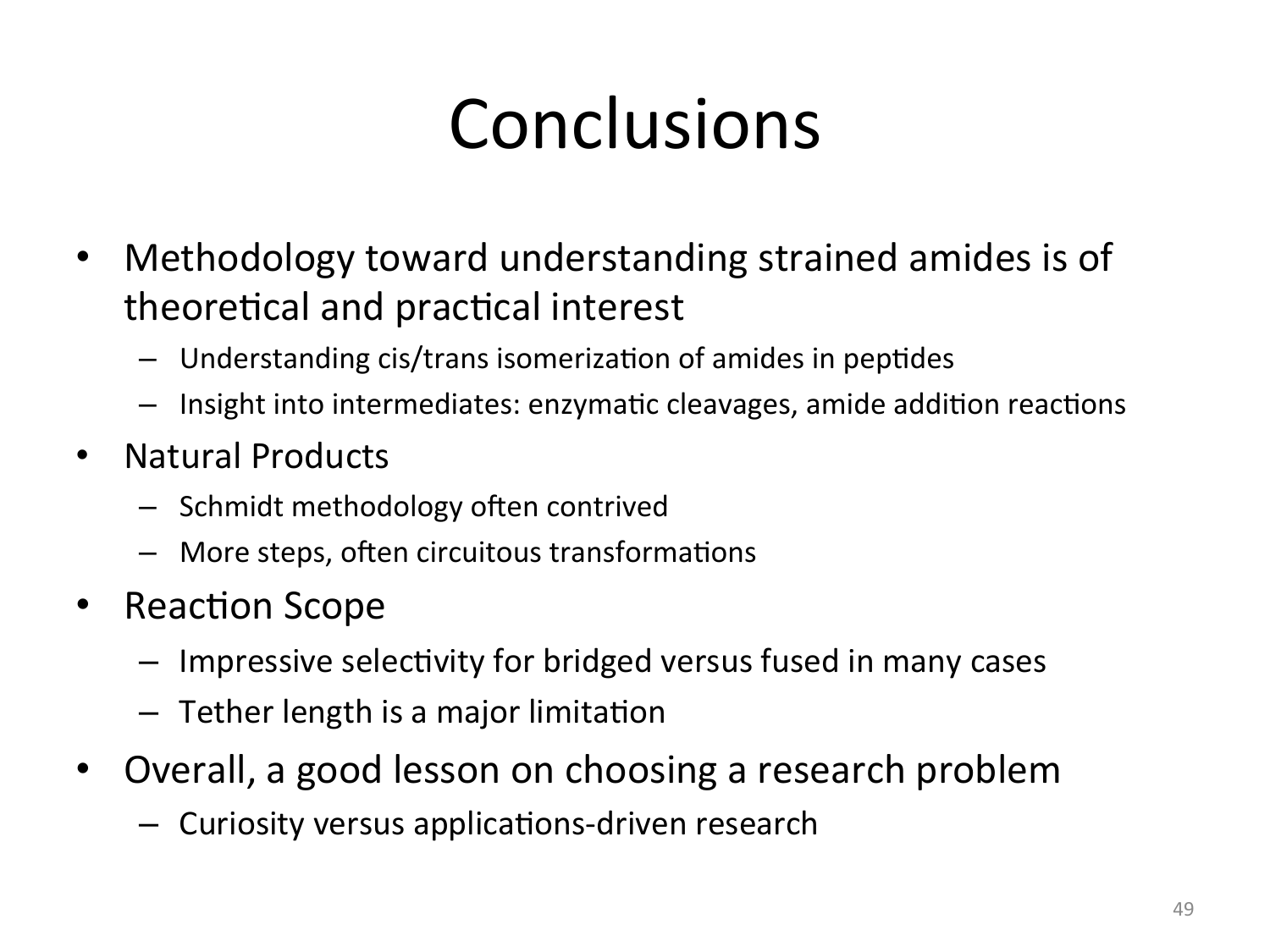# Conclusions

- Methodology toward understanding strained amides is of theoretical and practical interest
  - Understanding cis/trans isomerization of amides in peptides
  - Insight into intermediates: enzymatic cleavages, amide addition reactions
- Natural Products
  - Schmidt methodology often contrived
  - More steps, often circuitous transformations
- Reaction Scope
  - Impressive selectivity for bridged versus fused in many cases
  - Tether length is a major limitation
- Overall, a good lesson on choosing a research problem
  - Curiosity versus applications-driven research